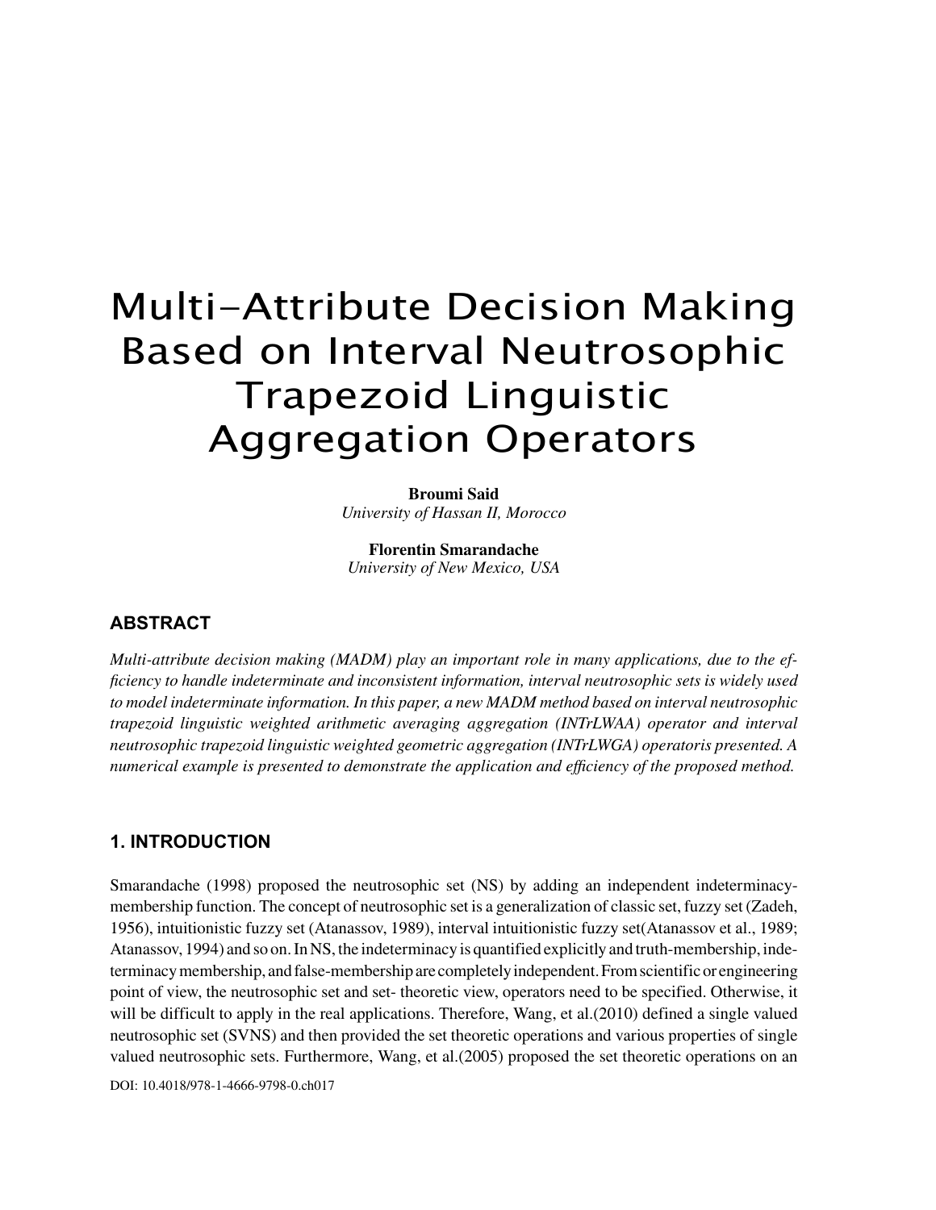# Multi-Attribute Decision Making Based on Interval Neutrosophic Trapezoid Linguistic Aggregation Operators

**Broumi Said**
*University of Hassan II, Morocco*

**Florentin Smarandache**
*University of New Mexico, USA*

## ABSTRACT

*Multi-attribute decision making (MADM) play an important role in many applications, due to the efficiency to handle indeterminate and inconsistent information, interval neutrosophic sets is widely used to model indeterminate information. In this paper, a new MADM method based on interval neutrosophic trapezoid linguistic weighted arithmetic averaging aggregation (INTrLWAA) operator and interval neutrosophic trapezoid linguistic weighted geometric aggregation (INTrLWGA) operatoris presented. A numerical example is presented to demonstrate the application and efficiency of the proposed method.*

## 1. INTRODUCTION

Smarandache (1998) proposed the neutrosophic set (NS) by adding an independent indeterminacy-membership function. The concept of neutrosophic set is a generalization of classic set, fuzzy set (Zadeh, 1956), intuitionistic fuzzy set (Atanassov, 1989), interval intuitionistic fuzzy set(Atanassov et al., 1989; Atanassov, 1994) and so on. In NS, the indeterminacy is quantified explicitly and truth-membership, indeterminacy membership, and false-membership are completely independent. From scientific or engineering point of view, the neutrosophic set and set- theoretic view, operators need to be specified. Otherwise, it will be difficult to apply in the real applications. Therefore, Wang, et al.(2010) defined a single valued neutrosophic set (SVNS) and then provided the set theoretic operations and various properties of single valued neutrosophic sets. Furthermore, Wang, et al.(2005) proposed the set theoretic operations on an

DOI: 10.4018/978-1-4666-9798-0.ch017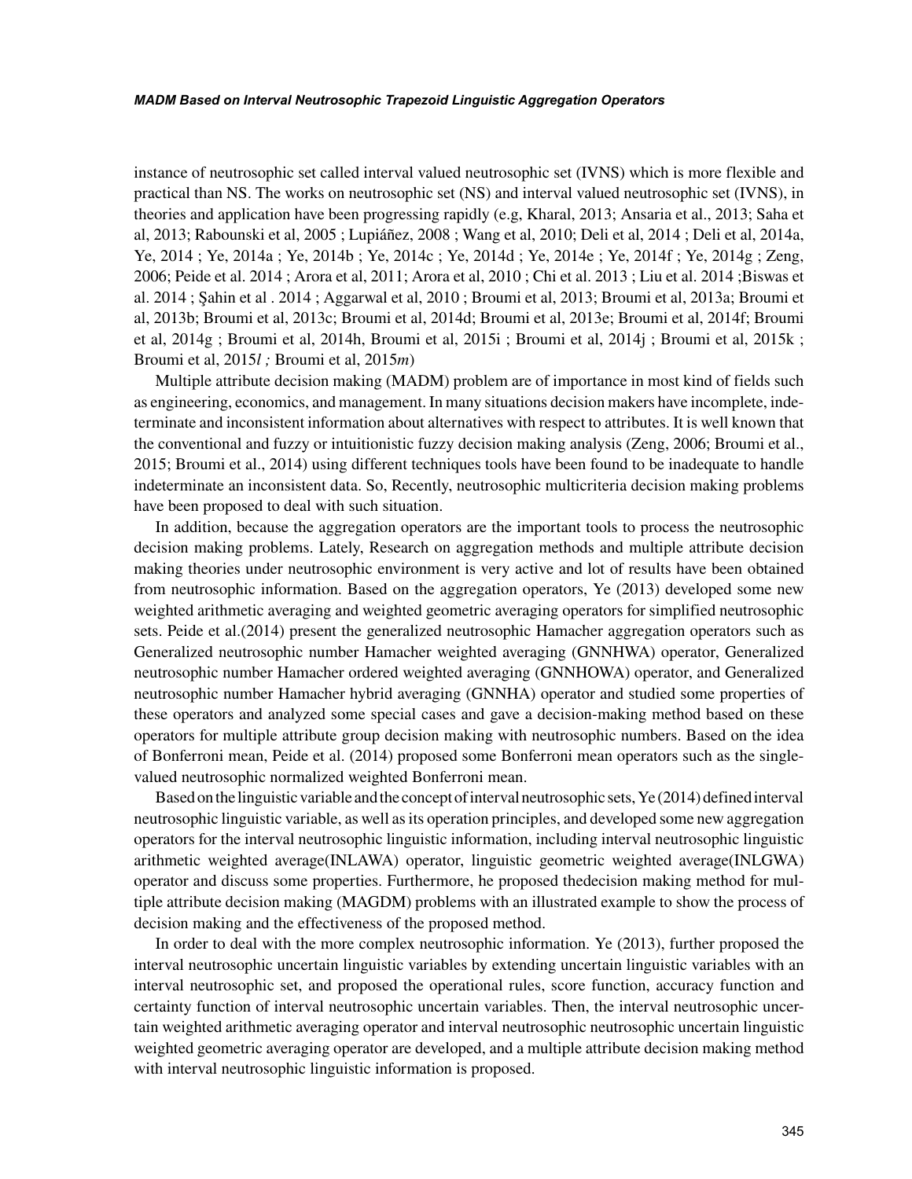instance of neutrosophic set called interval valued neutrosophic set (IVNS) which is more flexible and practical than NS. The works on neutrosophic set (NS) and interval valued neutrosophic set (IVNS), in theories and application have been progressing rapidly (e.g, Kharal, 2013; Ansaria et al., 2013; Saha et al, 2013; Rabounski et al, 2005 ; Lupiáñez, 2008 ; Wang et al, 2010; Deli et al, 2014 ; Deli et al, 2014a, Ye, 2014 ; Ye, 2014a ; Ye, 2014b ; Ye, 2014c ; Ye, 2014d ; Ye, 2014e ; Ye, 2014f ; Ye, 2014g ; Zeng, 2006; Peide et al. 2014 ; Arora et al, 2011; Arora et al, 2010 ; Chi et al. 2013 ; Liu et al. 2014 ;Biswas et al. 2014 ; Şahin et al . 2014 ; Aggarwal et al, 2010 ; Broumi et al, 2013; Broumi et al, 2013a; Broumi et al, 2013b; Broumi et al, 2013c; Broumi et al, 2014d; Broumi et al, 2013e; Broumi et al, 2014f; Broumi et al, 2014g ; Broumi et al, 2014h, Broumi et al, 2015i ; Broumi et al, 2014j ; Broumi et al, 2015k ; Broumi et al, 2015*l* ; Broumi et al, 2015*m*)

Multiple attribute decision making (MADM) problem are of importance in most kind of fields such as engineering, economics, and management. In many situations decision makers have incomplete, indeterminate and inconsistent information about alternatives with respect to attributes. It is well known that the conventional and fuzzy or intuitionistic fuzzy decision making analysis (Zeng, 2006; Broumi et al., 2015; Broumi et al., 2014) using different techniques tools have been found to be inadequate to handle indeterminate an inconsistent data. So, Recently, neutrosophic multicriteria decision making problems have been proposed to deal with such situation.

In addition, because the aggregation operators are the important tools to process the neutrosophic decision making problems. Lately, Research on aggregation methods and multiple attribute decision making theories under neutrosophic environment is very active and lot of results have been obtained from neutrosophic information. Based on the aggregation operators, Ye (2013) developed some new weighted arithmetic averaging and weighted geometric averaging operators for simplified neutrosophic sets. Peide et al.(2014) present the generalized neutrosophic Hamacher aggregation operators such as Generalized neutrosophic number Hamacher weighted averaging (GNNHWA) operator, Generalized neutrosophic number Hamacher ordered weighted averaging (GNNHOWA) operator, and Generalized neutrosophic number Hamacher hybrid averaging (GNNHA) operator and studied some properties of these operators and analyzed some special cases and gave a decision-making method based on these operators for multiple attribute group decision making with neutrosophic numbers. Based on the idea of Bonferroni mean, Peide et al. (2014) proposed some Bonferroni mean operators such as the single-valued neutrosophic normalized weighted Bonferroni mean.

Based on the linguistic variable and the concept of interval neutrosophic sets, Ye (2014) defined interval neutrosophic linguistic variable, as well as its operation principles, and developed some new aggregation operators for the interval neutrosophic linguistic information, including interval neutrosophic linguistic arithmetic weighted average(INLAWA) operator, linguistic geometric weighted average(INLGWA) operator and discuss some properties. Furthermore, he proposed thedecision making method for multiple attribute decision making (MAGDM) problems with an illustrated example to show the process of decision making and the effectiveness of the proposed method.

In order to deal with the more complex neutrosophic information. Ye (2013), further proposed the interval neutrosophic uncertain linguistic variables by extending uncertain linguistic variables with an interval neutrosophic set, and proposed the operational rules, score function, accuracy function and certainty function of interval neutrosophic uncertain variables. Then, the interval neutrosophic uncertain weighted arithmetic averaging operator and interval neutrosophic neutrosophic uncertain linguistic weighted geometric averaging operator are developed, and a multiple attribute decision making method with interval neutrosophic linguistic information is proposed.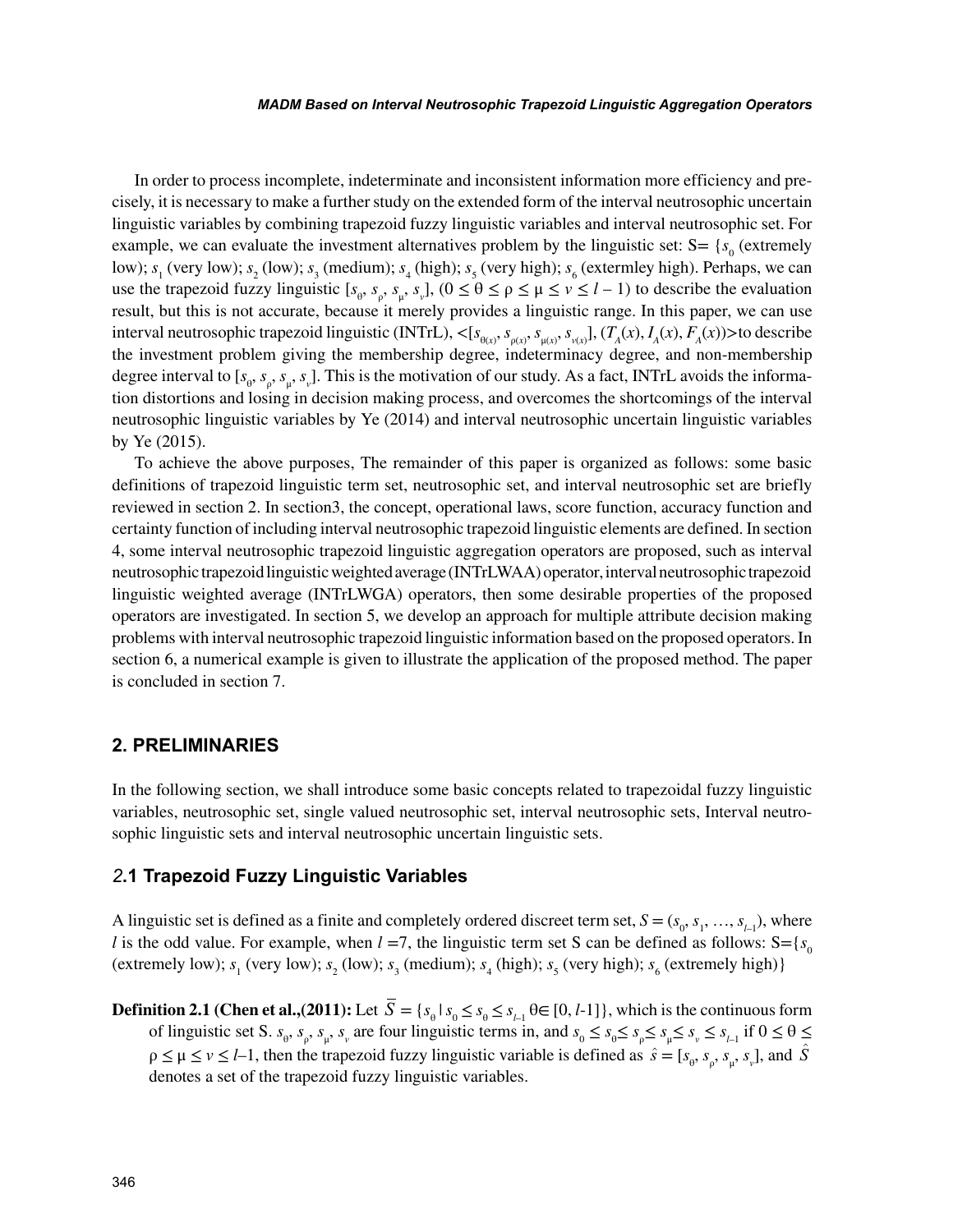In order to process incomplete, indeterminate and inconsistent information more efficiency and precisely, it is necessary to make a further study on the extended form of the interval neutrosophic uncertain linguistic variables by combining trapezoid fuzzy linguistic variables and interval neutrosophic set. For example, we can evaluate the investment alternatives problem by the linguistic set: S= {$s_0$ (extremely low); $s_1$ (very low); $s_2$ (low); $s_3$ (medium); $s_4$ (high); $s_5$ (very high); $s_6$ (extermley high). Perhaps, we can use the trapezoid fuzzy linguistic $[s_\theta, s_\rho, s_\mu, s_\nu]$, $(0 \leq \theta \leq \rho \leq \mu \leq \nu \leq l - 1)$ to describe the evaluation result, but this is not accurate, because it merely provides a linguistic range. In this paper, we can use interval neutrosophic trapezoid linguistic (INTrL), $<[s_{\theta(x)}, s_{\rho(x)}, s_{\mu(x)}, s_{\nu(x)}], (T_A(x), I_A(x), F_A(x))>$ to describe the investment problem giving the membership degree, indeterminacy degree, and non-membership degree interval to $[s_\theta, s_\rho, s_\mu, s_\nu]$. This is the motivation of our study. As a fact, INTrL avoids the information distortions and losing in decision making process, and overcomes the shortcomings of the interval neutrosophic linguistic variables by Ye (2014) and interval neutrosophic uncertain linguistic variables by Ye (2015).

To achieve the above purposes, The remainder of this paper is organized as follows: some basic definitions of trapezoid linguistic term set, neutrosophic set, and interval neutrosophic set are briefly reviewed in section 2. In section3, the concept, operational laws, score function, accuracy function and certainty function of including interval neutrosophic trapezoid linguistic elements are defined. In section 4, some interval neutrosophic trapezoid linguistic aggregation operators are proposed, such as interval neutrosophic trapezoid linguistic weighted average (INTrLWAA) operator, interval neutrosophic trapezoid linguistic weighted average (INTrLWGA) operators, then some desirable properties of the proposed operators are investigated. In section 5, we develop an approach for multiple attribute decision making problems with interval neutrosophic trapezoid linguistic information based on the proposed operators. In section 6, a numerical example is given to illustrate the application of the proposed method. The paper is concluded in section 7.

## 2. PRELIMINARIES

In the following section, we shall introduce some basic concepts related to trapezoidal fuzzy linguistic variables, neutrosophic set, single valued neutrosophic set, interval neutrosophic sets, Interval neutrosophic linguistic sets and interval neutrosophic uncertain linguistic sets.

### 2.1 Trapezoid Fuzzy Linguistic Variables

A linguistic set is defined as a finite and completely ordered discreet term set, $S = (s_0, s_1, \ldots, s_{l-1})$, where $l$ is the odd value. For example, when $l$ =7, the linguistic term set S can be defined as follows: S={$s_0$ (extremely low); $s_1$ (very low); $s_2$ (low); $s_3$ (medium); $s_4$ (high); $s_5$ (very high); $s_6$ (extremely high)}

**Definition 2.1 (Chen et al.,(2011):** Let $\overline{S} = \{s_\theta \mid s_0 \leq s_\theta \leq s_{l-1}\ \theta \in [0, l\text{-}1]\}$, which is the continuous form of linguistic set S. $s_\theta$, $s_\rho$, $s_\mu$, $s_\nu$ are four linguistic terms in, and $s_0 \leq s_\theta \leq s_\rho \leq s_\mu \leq s_\nu \leq s_{l-1}$ if $0 \leq \theta \leq \rho \leq \mu \leq \nu \leq l\text{–}1$, then the trapezoid fuzzy linguistic variable is defined as $\hat{s} = [s_\theta, s_\rho, s_\mu, s_\nu]$, and $\hat{S}$ denotes a set of the trapezoid fuzzy linguistic variables.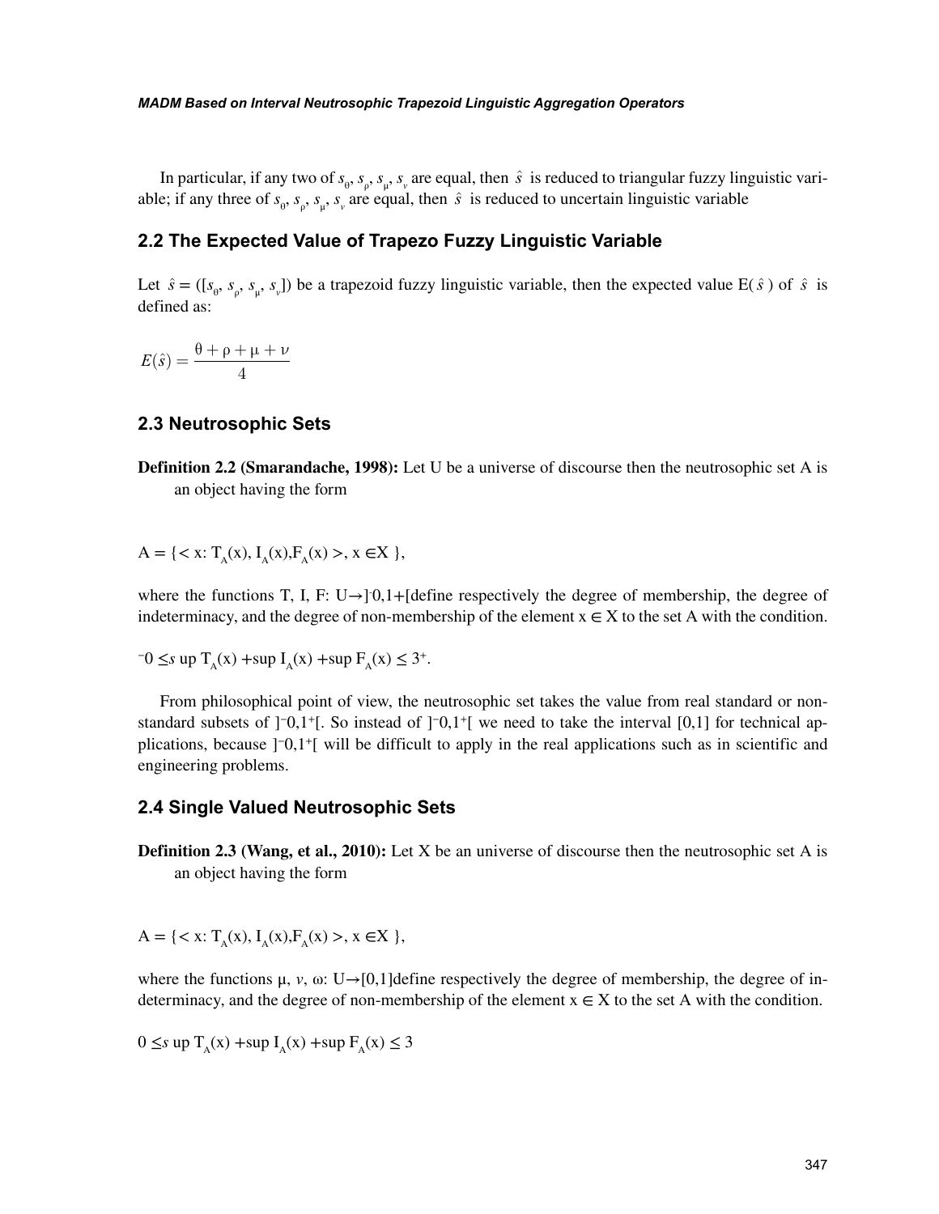In particular, if any two of $s_\theta$, $s_\rho$, $s_\mu$, $s_\nu$ are equal, then $\hat{s}$ is reduced to triangular fuzzy linguistic variable; if any three of $s_\theta$, $s_\rho$, $s_\mu$, $s_\nu$ are equal, then $\hat{s}$ is reduced to uncertain linguistic variable

## 2.2 The Expected Value of Trapezo Fuzzy Linguistic Variable

Let $\hat{s} = ([s_\theta, s_\rho, s_\mu, s_\nu])$ be a trapezoid fuzzy linguistic variable, then the expected value E($\hat{s}$) of $\hat{s}$ is defined as:

$$E(\hat{s}) = \frac{\theta + \rho + \mu + \nu}{4}$$

## 2.3 Neutrosophic Sets

**Definition 2.2 (Smarandache, 1998):** Let U be a universe of discourse then the neutrosophic set A is an object having the form

$A = \{< x: T_A(x), I_A(x), F_A(x) >, x \in X \}$,

where the functions T, I, F: $U \rightarrow ]^{-}0,1+[$define respectively the degree of membership, the degree of indeterminacy, and the degree of non-membership of the element $x \in X$ to the set A with the condition.

$^{-}0 \leq s$ up $T_A(x)$ +sup $I_A(x)$ +sup $F_A(x) \leq 3^{+}$.

From philosophical point of view, the neutrosophic set takes the value from real standard or non-standard subsets of $]^{-}0,1^{+}[$. So instead of $]^{-}0,1^{+}[$ we need to take the interval [0,1] for technical applications, because $]^{-}0,1^{+}[$ will be difficult to apply in the real applications such as in scientific and engineering problems.

## 2.4 Single Valued Neutrosophic Sets

**Definition 2.3 (Wang, et al., 2010):** Let X be an universe of discourse then the neutrosophic set A is an object having the form

$A = \{< x: T_A(x), I_A(x), F_A(x) >, x \in X \}$,

where the functions μ, $v$, ω: $U \rightarrow [0,1]$define respectively the degree of membership, the degree of indeterminacy, and the degree of non-membership of the element $x \in X$ to the set A with the condition.

$0 \leq s$ up $T_A(x)$ +sup $I_A(x)$ +sup $F_A(x) \leq 3$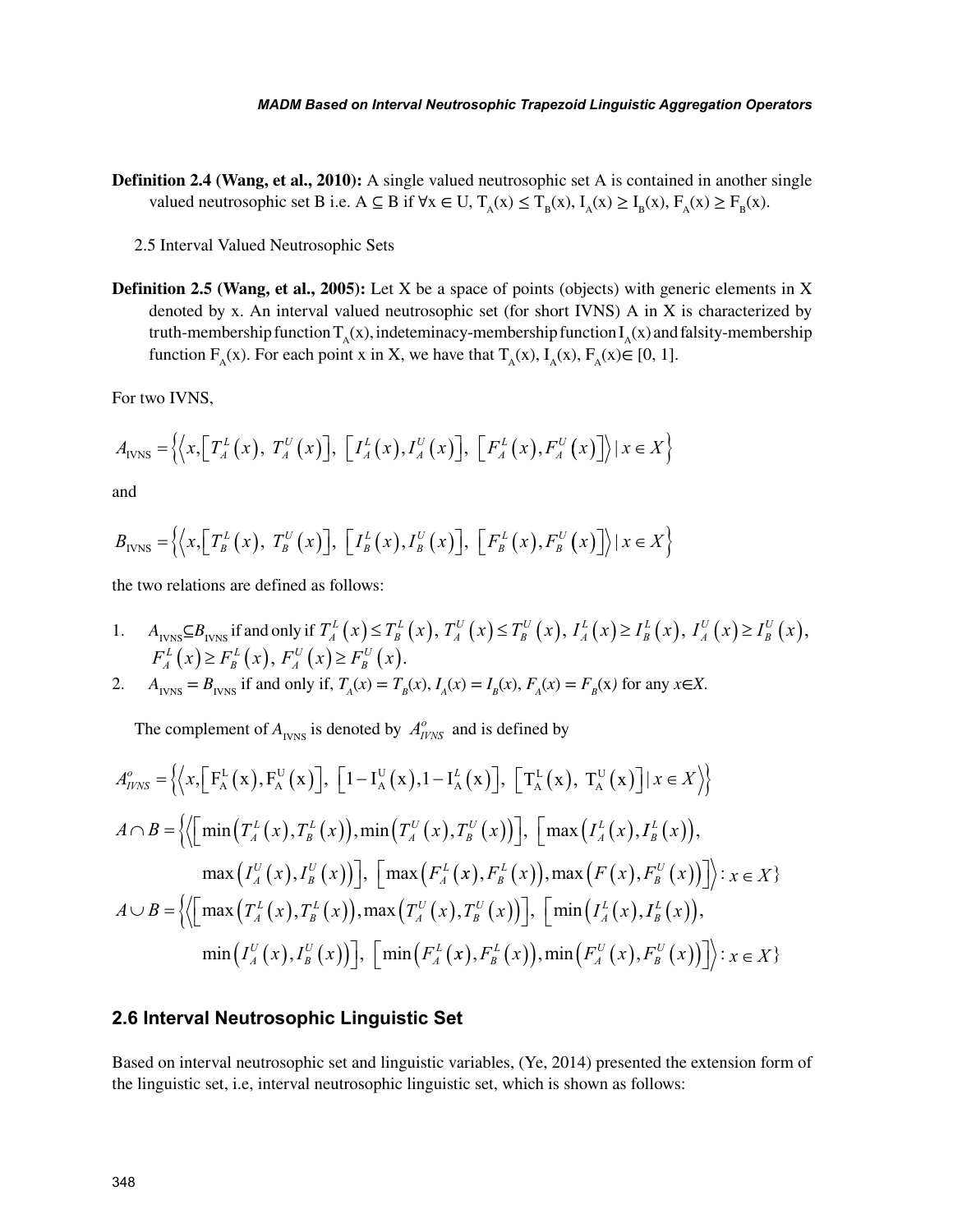**Definition 2.4 (Wang, et al., 2010):** A single valued neutrosophic set A is contained in another single valued neutrosophic set B i.e. $A \subseteq B$ if $\forall x \in U$, $T_A(x) \leq T_B(x)$, $I_A(x) \geq I_B(x)$, $F_A(x) \geq F_B(x)$.

2.5 Interval Valued Neutrosophic Sets

**Definition 2.5 (Wang, et al., 2005):** Let X be a space of points (objects) with generic elements in X denoted by x. An interval valued neutrosophic set (for short IVNS) A in X is characterized by truth-membership function $T_A(x)$, indeteminacy-membership function $I_A(x)$ and falsity-membership function $F_A(x)$. For each point x in X, we have that $T_A(x), I_A(x), F_A(x) \in [0, 1]$.

For two IVNS,

$$A_{\text{IVNS}} = \left\{ \left\langle x, \left[ T_A^L(x),\ T_A^U(x) \right],\ \left[ I_A^L(x), I_A^U(x) \right],\ \left[ F_A^L(x), F_A^U(x) \right] \right\rangle \mid x \in X \right\}$$

and

$$B_{\text{IVNS}} = \left\{ \left\langle x, \left[ T_B^L(x),\ T_B^U(x) \right],\ \left[ I_B^L(x), I_B^U(x) \right],\ \left[ F_B^L(x), F_B^U(x) \right] \right\rangle \mid x \in X \right\}$$

the two relations are defined as follows:

1. $A_{\text{IVNS}} \subseteq B_{\text{IVNS}}$ if and only if $T_A^L(x) \leq T_B^L(x)$, $T_A^U(x) \leq T_B^U(x)$, $I_A^L(x) \geq I_B^L(x)$, $I_A^U(x) \geq I_B^U(x)$, $F_A^L(x) \geq F_B^L(x)$, $F_A^U(x) \geq F_B^U(x)$.
2. $A_{\text{IVNS}} = B_{\text{IVNS}}$ if and only if, $T_A(x) = T_B(x)$, $I_A(x) = I_B(x)$, $F_A(x) = F_B(x)$ for any $x \in X$.

The complement of $A_{\text{IVNS}}$ is denoted by $A_{IVNS}^{o}$ and is defined by

$$A_{IVNS}^{o} = \left\{ \left\langle x, \left[ \mathrm{F}_A^L(x), \mathrm{F}_A^U(x) \right],\ \left[ 1 - \mathrm{I}_A^U(x), 1 - \mathrm{I}_A^L(x) \right],\ \left[ \mathrm{T}_A^L(x),\ \mathrm{T}_A^U(x) \right] \mid x \in X \right\rangle \right\}$$

$$A \cap B = \left\{ \left\langle \left[ \min\left(T_A^L(x), T_B^L(x)\right), \min\left(T_A^U(x), T_B^U(x)\right) \right],\ \left[ \max\left(I_A^L(x), I_B^L(x)\right), \max\left(I_A^U(x), I_B^U(x)\right) \right],\ \left[ \max\left(F_A^L(x), F_B^L(x)\right), \max\left(F(x), F_B^U(x)\right) \right] \right\rangle : x \in X \right\}$$

$$A \cup B = \left\{ \left\langle \left[ \max\left(T_A^L(x), T_B^L(x)\right), \max\left(T_A^U(x), T_B^U(x)\right) \right],\ \left[ \min\left(I_A^L(x), I_B^L(x)\right), \min\left(I_A^U(x), I_B^U(x)\right) \right],\ \left[ \min\left(F_A^L(x), F_B^L(x)\right), \min\left(F_A^U(x), F_B^U(x)\right) \right] \right\rangle : x \in X \right\}$$

## 2.6 Interval Neutrosophic Linguistic Set

Based on interval neutrosophic set and linguistic variables, (Ye, 2014) presented the extension form of the linguistic set, i.e, interval neutrosophic linguistic set, which is shown as follows: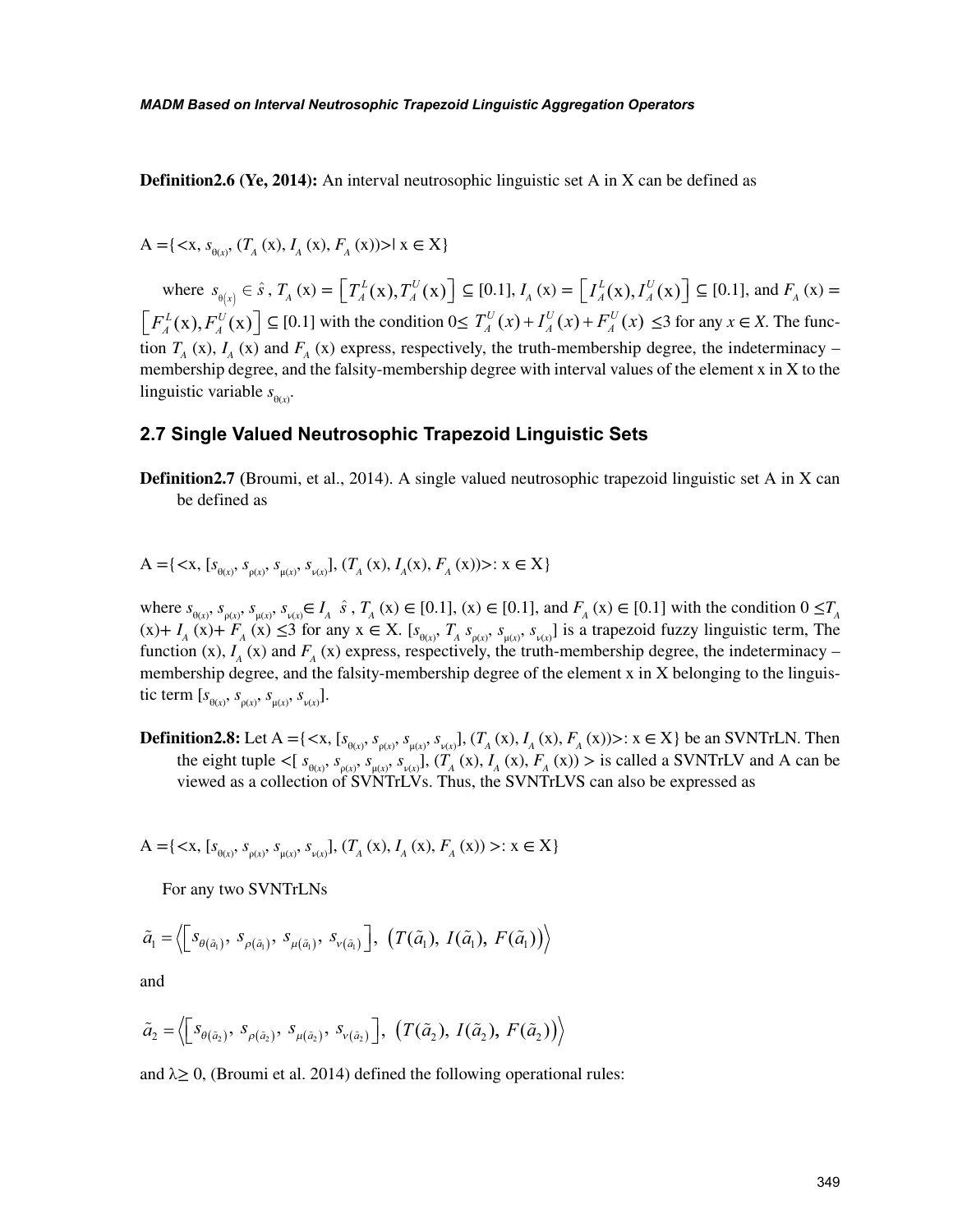**Definition2.6 (Ye, 2014):** An interval neutrosophic linguistic set A in X can be defined as

$$A = \{<x, s_{\theta(x)}, (T_A(x), I_A(x), F_A(x))>| x \in X\}$$

where $s_{\theta(x)} \in \hat{s}$, $T_A(x) = \left[T_A^L(x), T_A^U(x)\right] \subseteq [0.1]$, $I_A(x) = \left[I_A^L(x), I_A^U(x)\right] \subseteq [0.1]$, and $F_A(x) = \left[F_A^L(x), F_A^U(x)\right] \subseteq [0.1]$ with the condition $0 \leq T_A^U(x) + I_A^U(x) + F_A^U(x) \leq 3$ for any $x \in X$. The function $T_A(x)$, $I_A(x)$ and $F_A(x)$ express, respectively, the truth-membership degree, the indeterminacy –membership degree, and the falsity-membership degree with interval values of the element x in X to the linguistic variable $s_{\theta(x)}$.

## 2.7 Single Valued Neutrosophic Trapezoid Linguistic Sets

**Definition2.7** (Broumi, et al., 2014). A single valued neutrosophic trapezoid linguistic set A in X can be defined as

$$A = \{<x, [s_{\theta(x)}, s_{\rho(x)}, s_{\mu(x)}, s_{\nu(x)}], (T_A(x), I_A(x), F_A(x))>: x \in X\}$$

where $s_{\theta(x)}, s_{\rho(x)}, s_{\mu(x)}, s_{\nu(x)} \in I_A\ \hat{s}$, $T_A(x) \in [0.1]$, $(x) \in [0.1]$, and $F_A(x) \in [0.1]$ with the condition $0 \leq T_A(x) + I_A(x) + F_A(x) \leq 3$ for any $x \in X$. $[s_{\theta(x)}, T_A\ s_{\rho(x)}, s_{\mu(x)}, s_{\nu(x)}]$ is a trapezoid fuzzy linguistic term, The function $(x)$, $I_A(x)$ and $F_A(x)$ express, respectively, the truth-membership degree, the indeterminacy –membership degree, and the falsity-membership degree of the element x in X belonging to the linguistic term $[s_{\theta(x)}, s_{\rho(x)}, s_{\mu(x)}, s_{\nu(x)}]$.

**Definition2.8:** Let $A = \{<x, [s_{\theta(x)}, s_{\rho(x)}, s_{\mu(x)}, s_{\nu(x)}], (T_A(x), I_A(x), F_A(x))>: x \in X\}$ be an SVNTrLN. Then the eight tuple $<[s_{\theta(x)}, s_{\rho(x)}, s_{\mu(x)}, s_{\nu(x)}], (T_A(x), I_A(x), F_A(x))>$ is called a SVNTrLV and A can be viewed as a collection of SVNTrLVs. Thus, the SVNTrLVS can also be expressed as

$$A = \{<x, [s_{\theta(x)}, s_{\rho(x)}, s_{\mu(x)}, s_{\nu(x)}], (T_A(x), I_A(x), F_A(x))>: x \in X\}$$

For any two SVNTrLNs

$$\tilde{a}_1 = \left\langle \left[s_{\theta(\tilde{a}_1)}, s_{\rho(\tilde{a}_1)}, s_{\mu(\tilde{a}_1)}, s_{\nu(\tilde{a}_1)}\right], \left(T(\tilde{a}_1), I(\tilde{a}_1), F(\tilde{a}_1)\right)\right\rangle$$

and

$$\tilde{a}_2 = \left\langle \left[s_{\theta(\tilde{a}_2)}, s_{\rho(\tilde{a}_2)}, s_{\mu(\tilde{a}_2)}, s_{\nu(\tilde{a}_2)}\right], \left(T(\tilde{a}_2), I(\tilde{a}_2), F(\tilde{a}_2)\right)\right\rangle$$

and $\lambda \geq 0$, (Broumi et al. 2014) defined the following operational rules: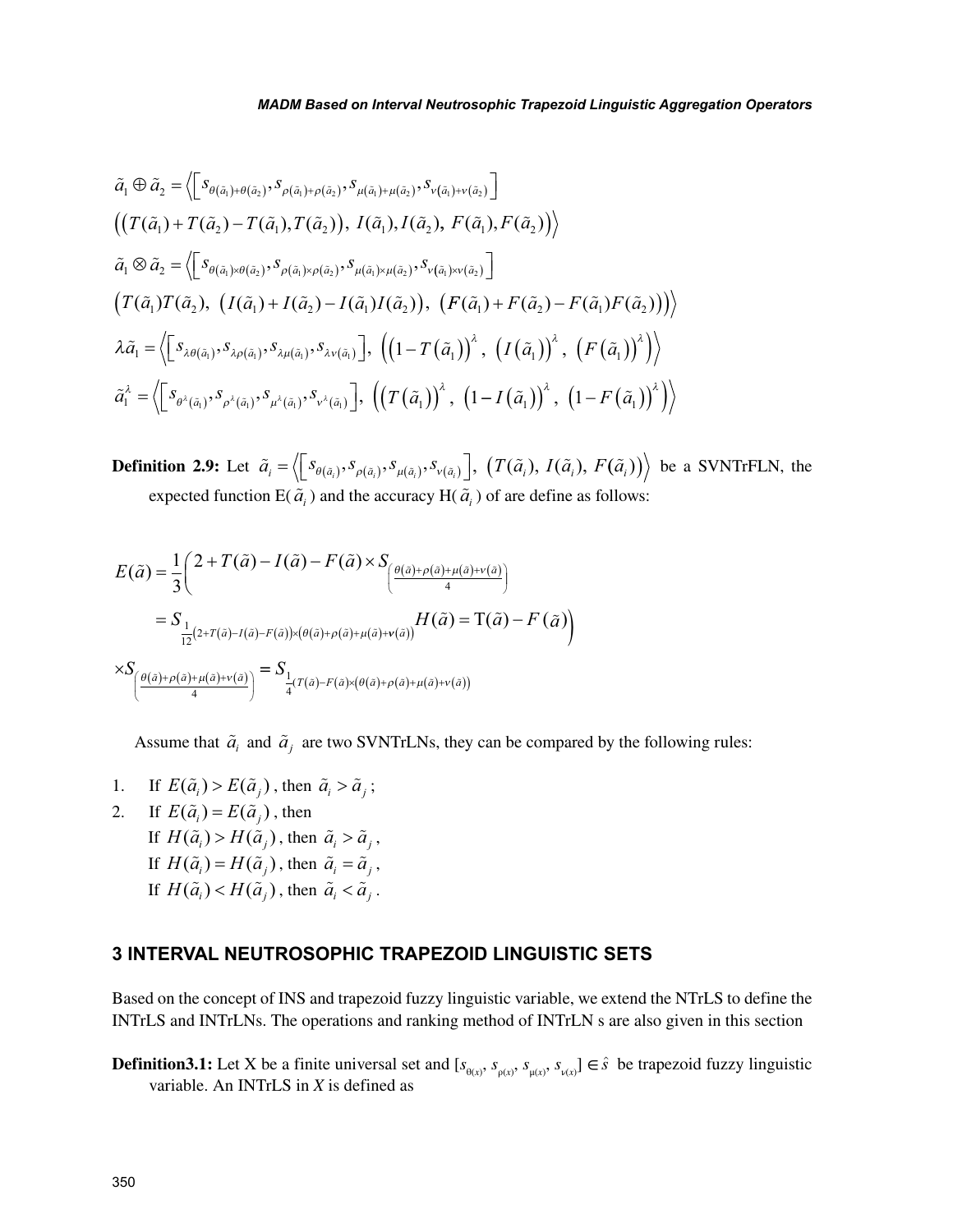$$\tilde{a}_1 \oplus \tilde{a}_2 = \Big\langle \Big[ s_{\theta(\tilde{a}_1)+\theta(\tilde{a}_2)}, s_{\rho(\tilde{a}_1)+\rho(\tilde{a}_2)}, s_{\mu(\tilde{a}_1)+\mu(\tilde{a}_2)}, s_{\nu(\tilde{a}_1)+\nu(\tilde{a}_2)} \Big]$$

$$\Big( \big( T(\tilde{a}_1)+T(\tilde{a}_2)-T(\tilde{a}_1),T(\tilde{a}_2) \big),\ I(\tilde{a}_1),I(\tilde{a}_2),\ F(\tilde{a}_1),F(\tilde{a}_2) \Big) \Big\rangle$$

$$\tilde{a}_1 \otimes \tilde{a}_2 = \Big\langle \Big[ s_{\theta(\tilde{a}_1)\times\theta(\tilde{a}_2)}, s_{\rho(\tilde{a}_1)\times\rho(\tilde{a}_2)}, s_{\mu(\tilde{a}_1)\times\mu(\tilde{a}_2)}, s_{\nu(\tilde{a}_1)\times\nu(\tilde{a}_2)} \Big]$$

$$\Big( T(\tilde{a}_1)T(\tilde{a}_2),\ \big( I(\tilde{a}_1)+I(\tilde{a}_2)-I(\tilde{a}_1)I(\tilde{a}_2) \big),\ \big( F(\tilde{a}_1)+F(\tilde{a}_2)-F(\tilde{a}_1)F(\tilde{a}_2) \big) \Big) \Big\rangle$$

$$\lambda\tilde{a}_1 = \Big\langle \Big[ s_{\lambda\theta(\tilde{a}_1)}, s_{\lambda\rho(\tilde{a}_1)}, s_{\lambda\mu(\tilde{a}_1)}, s_{\lambda\nu(\tilde{a}_1)} \Big],\ \Big( \big(1-T(\tilde{a}_1)\big)^{\lambda},\ \big(I(\tilde{a}_1)\big)^{\lambda},\ \big(F(\tilde{a}_1)\big)^{\lambda} \Big) \Big\rangle$$

$$\tilde{a}_1^{\lambda} = \Big\langle \Big[ s_{\theta^{\lambda}(\tilde{a}_1)}, s_{\rho^{\lambda}(\tilde{a}_1)}, s_{\mu^{\lambda}(\tilde{a}_1)}, s_{\nu^{\lambda}(\tilde{a}_1)} \Big],\ \Big( \big(T(\tilde{a}_1)\big)^{\lambda},\ \big(1-I(\tilde{a}_1)\big)^{\lambda},\ \big(1-F(\tilde{a}_1)\big)^{\lambda} \Big) \Big\rangle$$

**Definition 2.9:** Let $\tilde{a}_i = \Big\langle \Big[ s_{\theta(\tilde{a}_i)}, s_{\rho(\tilde{a}_i)}, s_{\mu(\tilde{a}_i)}, s_{\nu(\tilde{a}_i)} \Big],\ \big( T(\tilde{a}_i),\ I(\tilde{a}_i),\ F(\tilde{a}_i) \big) \Big\rangle$ be a SVNTrFLN, the expected function E($\tilde{a}_i$) and the accuracy H($\tilde{a}_i$) of are define as follows:

$$E(\tilde{a}) = \frac{1}{3}\Big( 2+T(\tilde{a})-I(\tilde{a})-F(\tilde{a}) \times S_{\left(\frac{\theta(\tilde{a})+\rho(\tilde{a})+\mu(\tilde{a})+\nu(\tilde{a})}{4}\right)}$$

$$= S_{\frac{1}{12}\left(2+T(\tilde{a})-I(\tilde{a})-F(\tilde{a})\right)\times\left(\theta(\tilde{a})+\rho(\tilde{a})+\mu(\tilde{a})+\nu(\tilde{a})\right)} H(\tilde{a}) = \mathrm{T}(\tilde{a}) - F(\tilde{a}) \Big)$$

$$\times S_{\left(\frac{\theta(\tilde{a})+\rho(\tilde{a})+\mu(\tilde{a})+\nu(\tilde{a})}{4}\right)} = S_{\frac{1}{4}\left(T(\tilde{a})-F(\tilde{a})\times\left(\theta(\tilde{a})+\rho(\tilde{a})+\mu(\tilde{a})+\nu(\tilde{a})\right)\right)}$$

Assume that $\tilde{a}_i$ and $\tilde{a}_j$ are two SVNTrLNs, they can be compared by the following rules:

1. If $E(\tilde{a}_i) > E(\tilde{a}_j)$, then $\tilde{a}_i > \tilde{a}_j$;
2. If $E(\tilde{a}_i) = E(\tilde{a}_j)$, then
   If $H(\tilde{a}_i) > H(\tilde{a}_j)$, then $\tilde{a}_i > \tilde{a}_j$,
   If $H(\tilde{a}_i) = H(\tilde{a}_j)$, then $\tilde{a}_i = \tilde{a}_j$,
   If $H(\tilde{a}_i) < H(\tilde{a}_j)$, then $\tilde{a}_i < \tilde{a}_j$.

## 3 INTERVAL NEUTROSOPHIC TRAPEZOID LINGUISTIC SETS

Based on the concept of INS and trapezoid fuzzy linguistic variable, we extend the NTrLS to define the INTrLS and INTrLNs. The operations and ranking method of INTrLN s are also given in this section

**Definition3.1:** Let X be a finite universal set and $[s_{\theta(x)}, s_{\rho(x)}, s_{\mu(x)}, s_{\nu(x)}] \in \hat{s}$ be trapezoid fuzzy linguistic variable. An INTrLS in *X* is defined as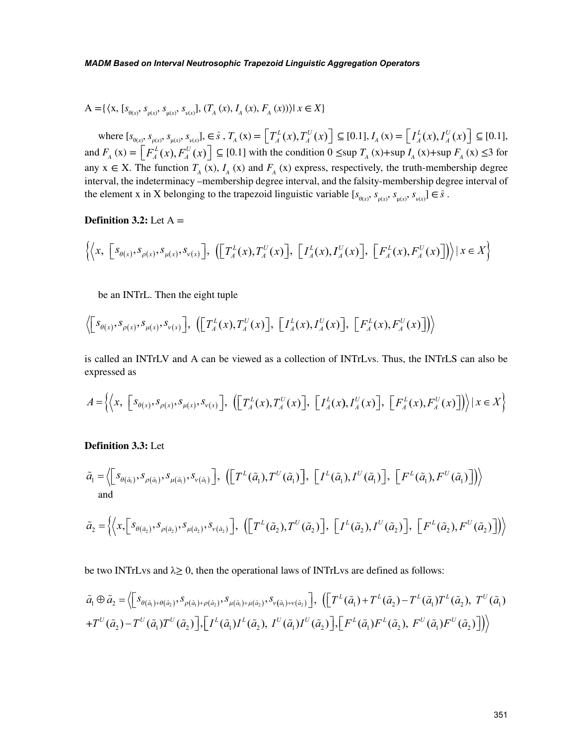$A = \{\langle x, [s_{\theta(x)}, s_{\rho(x)}, s_{\mu(x)}, s_{\nu(x)}], (T_A(x), I_A(x), F_A(x))\rangle | x \in X\}$

where $[s_{\theta(x)}, s_{\rho(x)}, s_{\mu(x)}, s_{\nu(x)}], \in \hat{s}$ , $T_A(x) = \left[T_A^L(x), T_A^U(x)\right] \subseteq [0.1]$, $I_A(x) = \left[I_A^L(x), I_A^U(x)\right] \subseteq [0.1]$, and $F_A(x) = \left[F_A^L(x), F_A^U(x)\right] \subseteq [0.1]$ with the condition $0 \leq \sup T_A(x) + \sup I_A(x) + \sup F_A(x) \leq 3$ for any $x \in X$. The function $T_A(x)$, $I_A(x)$ and $F_A(x)$ express, respectively, the truth-membership degree interval, the indeterminacy –membership degree interval, and the falsity-membership degree interval of the element x in X belonging to the trapezoid linguistic variable $[s_{\theta(x)}, s_{\rho(x)}, s_{\mu(x)}, s_{\nu(x)}] \in \hat{s}$ .

**Definition 3.2:** Let A =

$$\left\{\left\langle x,\ \left[s_{\theta(x)}, s_{\rho(x)}, s_{\mu(x)}, s_{\nu(x)}\right],\ \left(\left[T_A^L(x), T_A^U(x)\right],\ \left[I_A^L(x), I_A^U(x)\right],\ \left[F_A^L(x), F_A^U(x)\right]\right)\right\rangle | x \in X\right\}$$

be an INTrL. Then the eight tuple

$$\left\langle\left[s_{\theta(x)}, s_{\rho(x)}, s_{\mu(x)}, s_{\nu(x)}\right],\ \left(\left[T_A^L(x), T_A^U(x)\right],\ \left[I_A^L(x), I_A^U(x)\right],\ \left[F_A^L(x), F_A^U(x)\right]\right)\right\rangle$$

is called an INTrLV and A can be viewed as a collection of INTrLvs. Thus, the INTrLS can also be expressed as

$$A = \left\{\left\langle x,\ \left[s_{\theta(x)}, s_{\rho(x)}, s_{\mu(x)}, s_{\nu(x)}\right],\ \left(\left[T_A^L(x), T_A^U(x)\right],\ \left[I_A^L(x), I_A^U(x)\right],\ \left[F_A^L(x), F_A^U(x)\right]\right)\right\rangle | x \in X\right\}$$

**Definition 3.3:** Let

$$\tilde{a}_1 = \left\langle\left[s_{\theta(\tilde{a}_1)}, s_{\rho(\tilde{a}_1)}, s_{\mu(\tilde{a}_1)}, s_{\nu(\tilde{a}_1)}\right],\ \left(\left[T^L(\tilde{a}_1), T^U(\tilde{a}_1)\right],\ \left[I^L(\tilde{a}_1), I^U(\tilde{a}_1)\right],\ \left[F^L(\tilde{a}_1), F^U(\tilde{a}_1)\right]\right)\right\rangle$$

and

$$\tilde{a}_2 = \left\{\left\langle x, \left[s_{\theta(\tilde{a}_2)}, s_{\rho(\tilde{a}_2)}, s_{\mu(\tilde{a}_2)}, s_{\nu(\tilde{a}_2)}\right],\ \left(\left[T^L(\tilde{a}_2), T^U(\tilde{a}_2)\right],\ \left[I^L(\tilde{a}_2), I^U(\tilde{a}_2)\right],\ \left[F^L(\tilde{a}_2), F^U(\tilde{a}_2)\right]\right)\right\rangle\right.$$

be two INTrLvs and $\lambda \geq 0$, then the operational laws of INTrLvs are defined as follows:

$$\tilde{a}_1 \oplus \tilde{a}_2 = \left\langle\left[s_{\theta(\tilde{a}_1)+\theta(\tilde{a}_2)}, s_{\rho(\tilde{a}_1)+\rho(\tilde{a}_2)}, s_{\mu(\tilde{a}_1)+\mu(\tilde{a}_2)}, s_{\nu(\tilde{a}_1)+\nu(\tilde{a}_2)}\right],\ \left(\left[T^L(\tilde{a}_1)+T^L(\tilde{a}_2)-T^L(\tilde{a}_1)T^L(\tilde{a}_2),\ T^U(\tilde{a}_1) + T^U(\tilde{a}_2)-T^U(\tilde{a}_1)T^U(\tilde{a}_2)\right], \left[I^L(\tilde{a}_1)I^L(\tilde{a}_2),\ I^U(\tilde{a}_1)I^U(\tilde{a}_2)\right], \left[F^L(\tilde{a}_1)F^L(\tilde{a}_2),\ F^U(\tilde{a}_1)F^U(\tilde{a}_2)\right]\right)\right\rangle$$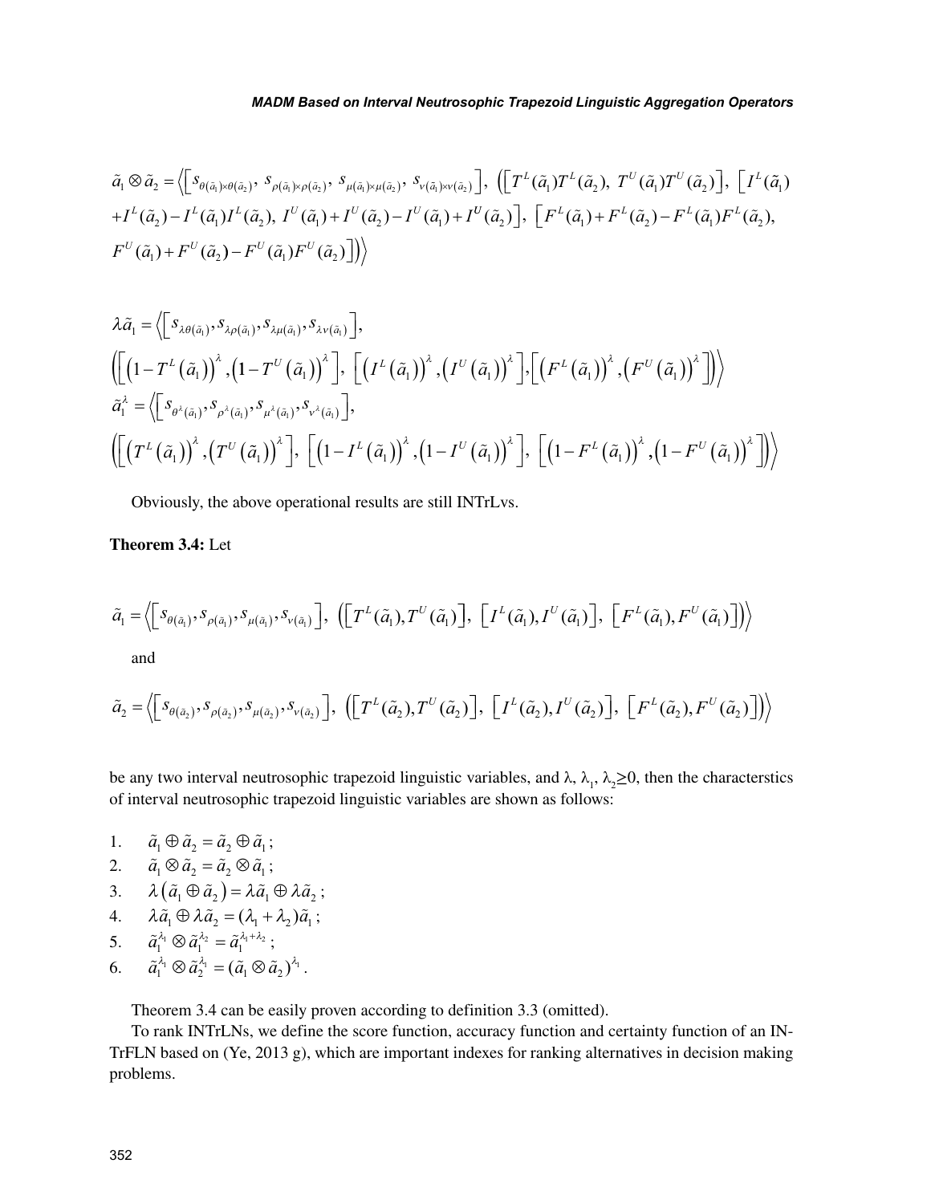$$\tilde{a}_1 \otimes \tilde{a}_2 = \Big\langle \Big[ s_{\theta(\tilde{a}_1)\times\theta(\tilde{a}_2)},\ s_{\rho(\tilde{a}_1)\times\rho(\tilde{a}_2)},\ s_{\mu(\tilde{a}_1)\times\mu(\tilde{a}_2)},\ s_{\nu(\tilde{a}_1)\times\nu(\tilde{a}_2)} \Big],\ \Big( \Big[ T^L(\tilde{a}_1)T^L(\tilde{a}_2),\ T^U(\tilde{a}_1)T^U(\tilde{a}_2) \Big],\ \Big[ I^L(\tilde{a}_1) + I^L(\tilde{a}_2) - I^L(\tilde{a}_1)I^L(\tilde{a}_2),\ I^U(\tilde{a}_1) + I^U(\tilde{a}_2) - I^U(\tilde{a}_1) + I^U(\tilde{a}_2) \Big],\ \Big[ F^L(\tilde{a}_1) + F^L(\tilde{a}_2) - F^L(\tilde{a}_1)F^L(\tilde{a}_2),\ F^U(\tilde{a}_1) + F^U(\tilde{a}_2) - F^U(\tilde{a}_1)F^U(\tilde{a}_2) \Big] \Big) \Big\rangle$$

$$\lambda\tilde{a}_1 = \Big\langle \Big[ s_{\lambda\theta(\tilde{a}_1)}, s_{\lambda\rho(\tilde{a}_1)}, s_{\lambda\mu(\tilde{a}_1)}, s_{\lambda\nu(\tilde{a}_1)} \Big],$$
$$\Big( \Big[ \big(1 - T^L(\tilde{a}_1)\big)^{\lambda}, \big(1 - T^U(\tilde{a}_1)\big)^{\lambda} \Big],\ \Big[ \big(I^L(\tilde{a}_1)\big)^{\lambda}, \big(I^U(\tilde{a}_1)\big)^{\lambda} \Big], \Big[ \big(F^L(\tilde{a}_1)\big)^{\lambda}, \big(F^U(\tilde{a}_1)\big)^{\lambda} \Big] \Big) \Big\rangle$$

$$\tilde{a}_1^{\lambda} = \Big\langle \Big[ s_{\theta^{\lambda}(\tilde{a}_1)}, s_{\rho^{\lambda}(\tilde{a}_1)}, s_{\mu^{\lambda}(\tilde{a}_1)}, s_{\nu^{\lambda}(\tilde{a}_1)} \Big],$$
$$\Big( \Big[ \big(T^L(\tilde{a}_1)\big)^{\lambda}, \big(T^U(\tilde{a}_1)\big)^{\lambda} \Big],\ \Big[ \big(1 - I^L(\tilde{a}_1)\big)^{\lambda}, \big(1 - I^U(\tilde{a}_1)\big)^{\lambda} \Big],\ \Big[ \big(1 - F^L(\tilde{a}_1)\big)^{\lambda}, \big(1 - F^U(\tilde{a}_1)\big)^{\lambda} \Big] \Big) \Big\rangle$$

Obviously, the above operational results are still INTrLvs.

**Theorem 3.4:** Let

$$\tilde{a}_1 = \Big\langle \Big[ s_{\theta(\tilde{a}_1)}, s_{\rho(\tilde{a}_1)}, s_{\mu(\tilde{a}_1)}, s_{\nu(\tilde{a}_1)} \Big],\ \Big( \Big[ T^L(\tilde{a}_1), T^U(\tilde{a}_1) \Big],\ \Big[ I^L(\tilde{a}_1), I^U(\tilde{a}_1) \Big],\ \Big[ F^L(\tilde{a}_1), F^U(\tilde{a}_1) \Big] \Big) \Big\rangle$$

and

$$\tilde{a}_2 = \Big\langle \Big[ s_{\theta(\tilde{a}_2)}, s_{\rho(\tilde{a}_2)}, s_{\mu(\tilde{a}_2)}, s_{\nu(\tilde{a}_2)} \Big],\ \Big( \Big[ T^L(\tilde{a}_2), T^U(\tilde{a}_2) \Big],\ \Big[ I^L(\tilde{a}_2), I^U(\tilde{a}_2) \Big],\ \Big[ F^L(\tilde{a}_2), F^U(\tilde{a}_2) \Big] \Big) \Big\rangle$$

be any two interval neutrosophic trapezoid linguistic variables, and $\lambda$, $\lambda_1$, $\lambda_2 \geq 0$, then the characterstics of interval neutrosophic trapezoid linguistic variables are shown as follows:

1. $\tilde{a}_1 \oplus \tilde{a}_2 = \tilde{a}_2 \oplus \tilde{a}_1$;
2. $\tilde{a}_1 \otimes \tilde{a}_2 = \tilde{a}_2 \otimes \tilde{a}_1$;
3. $\lambda\left(\tilde{a}_1 \oplus \tilde{a}_2\right) = \lambda\tilde{a}_1 \oplus \lambda\tilde{a}_2$;
4. $\lambda\tilde{a}_1 \oplus \lambda\tilde{a}_2 = (\lambda_1 + \lambda_2)\tilde{a}_1$;
5. $\tilde{a}_1^{\lambda_1} \otimes \tilde{a}_1^{\lambda_2} = \tilde{a}_1^{\lambda_1 + \lambda_2}$;
6. $\tilde{a}_1^{\lambda_1} \otimes \tilde{a}_2^{\lambda_1} = (\tilde{a}_1 \otimes \tilde{a}_2)^{\lambda_1}$.

Theorem 3.4 can be easily proven according to definition 3.3 (omitted).

To rank INTrLNs, we define the score function, accuracy function and certainty function of an INTrFLN based on (Ye, 2013 g), which are important indexes for ranking alternatives in decision making problems.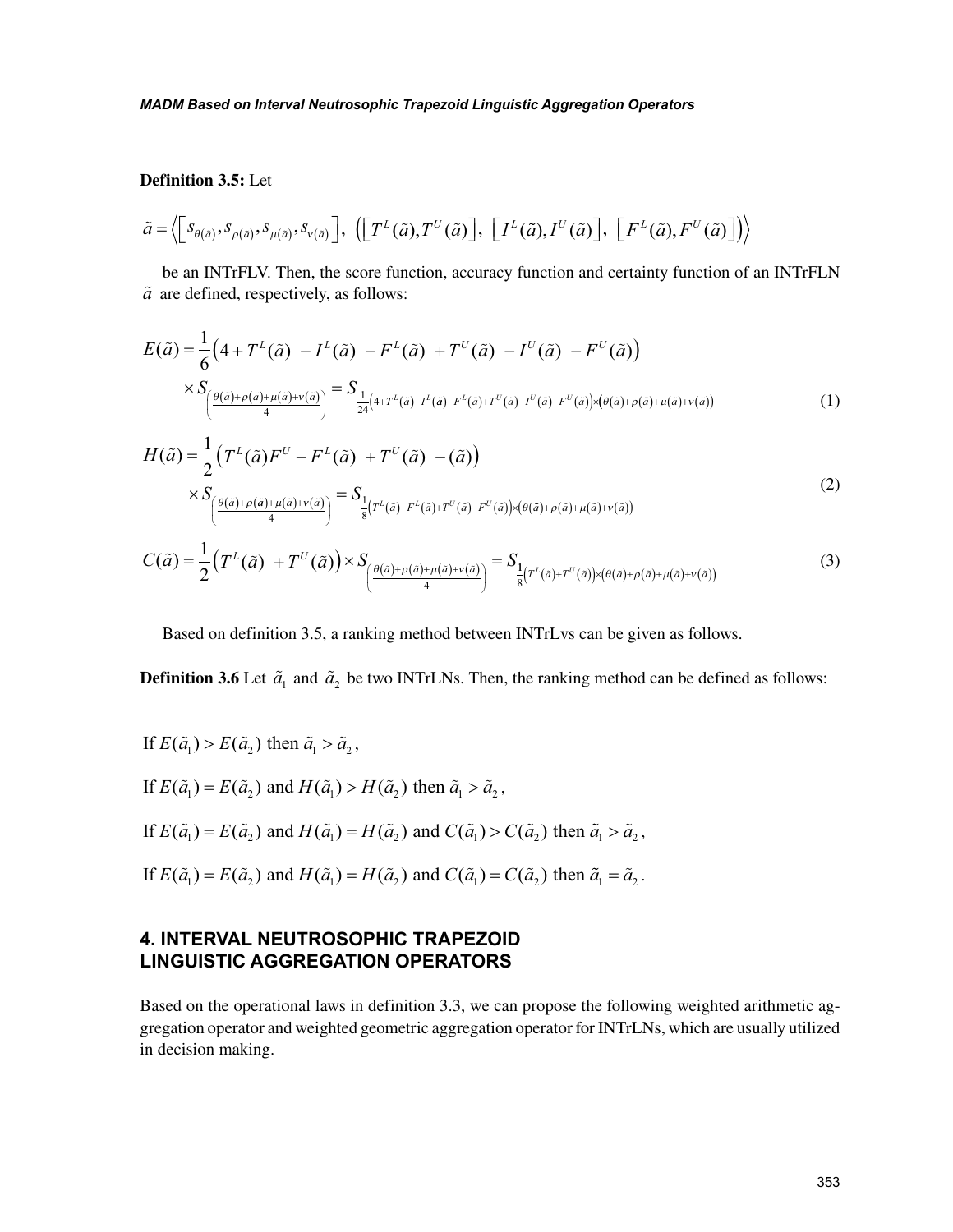**Definition 3.5:** Let

$$\tilde{a} = \left\langle \left[ s_{\theta(\tilde{a})}, s_{\rho(\tilde{a})}, s_{\mu(\tilde{a})}, s_{\nu(\tilde{a})} \right],\ \left( \left[ T^L(\tilde{a}), T^U(\tilde{a}) \right],\ \left[ I^L(\tilde{a}), I^U(\tilde{a}) \right],\ \left[ F^L(\tilde{a}), F^U(\tilde{a}) \right] \right) \right\rangle$$

be an INTrFLV. Then, the score function, accuracy function and certainty function of an INTrFLN $\tilde{a}$ are defined, respectively, as follows:

$$E(\tilde{a}) = \frac{1}{6}\left(4 + T^L(\tilde{a}) - I^L(\tilde{a}) - F^L(\tilde{a}) + T^U(\tilde{a}) - I^U(\tilde{a}) - F^U(\tilde{a})\right) \times S_{\left(\frac{\theta(\tilde{a})+\rho(\tilde{a})+\mu(\tilde{a})+\nu(\tilde{a})}{4}\right)} = S_{\frac{1}{24}\left(4+T^L(\tilde{a})-I^L(\tilde{a})-F^L(\tilde{a})+T^U(\tilde{a})-I^U(\tilde{a})-F^U(\tilde{a})\right)\times\left(\theta(\tilde{a})+\rho(\tilde{a})+\mu(\tilde{a})+\nu(\tilde{a})\right)} \tag{1}$$

$$H(\tilde{a}) = \frac{1}{2}\left(T^L(\tilde{a})F^U - F^L(\tilde{a}) + T^U(\tilde{a}) - (\tilde{a})\right) \times S_{\left(\frac{\theta(\tilde{a})+\rho(\tilde{a})+\mu(\tilde{a})+\nu(\tilde{a})}{4}\right)} = S_{\frac{1}{8}\left(T^L(\tilde{a})-F^L(\tilde{a})+T^U(\tilde{a})-F^U(\tilde{a})\right)\times\left(\theta(\tilde{a})+\rho(\tilde{a})+\mu(\tilde{a})+\nu(\tilde{a})\right)} \tag{2}$$

$$C(\tilde{a}) = \frac{1}{2}\left(T^L(\tilde{a}) + T^U(\tilde{a})\right) \times S_{\left(\frac{\theta(\tilde{a})+\rho(\tilde{a})+\mu(\tilde{a})+\nu(\tilde{a})}{4}\right)} = S_{\frac{1}{8}\left(T^L(\tilde{a})+T^U(\tilde{a})\right)\times\left(\theta(\tilde{a})+\rho(\tilde{a})+\mu(\tilde{a})+\nu(\tilde{a})\right)} \tag{3}$$

Based on definition 3.5, a ranking method between INTrLvs can be given as follows.

**Definition 3.6** Let $\tilde{a}_1$ and $\tilde{a}_2$ be two INTrLNs. Then, the ranking method can be defined as follows:

If $E(\tilde{a}_1) > E(\tilde{a}_2)$ then $\tilde{a}_1 > \tilde{a}_2$,

If $E(\tilde{a}_1) = E(\tilde{a}_2)$ and $H(\tilde{a}_1) > H(\tilde{a}_2)$ then $\tilde{a}_1 > \tilde{a}_2$,

If $E(\tilde{a}_1) = E(\tilde{a}_2)$ and $H(\tilde{a}_1) = H(\tilde{a}_2)$ and $C(\tilde{a}_1) > C(\tilde{a}_2)$ then $\tilde{a}_1 > \tilde{a}_2$,

If $E(\tilde{a}_1) = E(\tilde{a}_2)$ and $H(\tilde{a}_1) = H(\tilde{a}_2)$ and $C(\tilde{a}_1) = C(\tilde{a}_2)$ then $\tilde{a}_1 = \tilde{a}_2$.

## 4. INTERVAL NEUTROSOPHIC TRAPEZOID LINGUISTIC AGGREGATION OPERATORS

Based on the operational laws in definition 3.3, we can propose the following weighted arithmetic aggregation operator and weighted geometric aggregation operator for INTrLNs, which are usually utilized in decision making.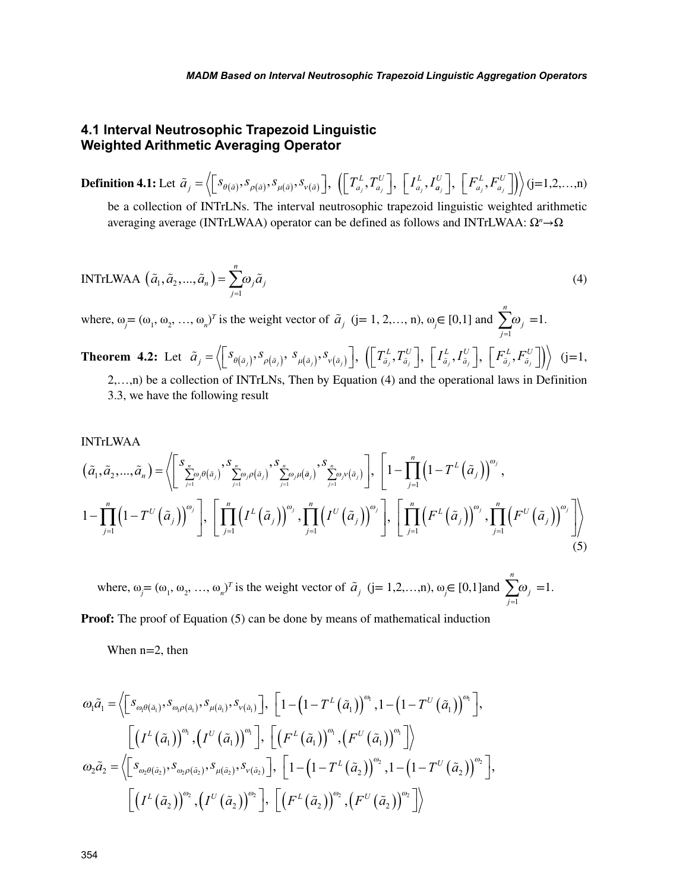### 4.1 Interval Neutrosophic Trapezoid Linguistic Weighted Arithmetic Averaging Operator

**Definition 4.1:** Let $\tilde{a}_j = \left\langle \left[ s_{\theta(\tilde{a})}, s_{\rho(\tilde{a})}, s_{\mu(\tilde{a})}, s_{\nu(\tilde{a})} \right], \left( \left[ T^L_{a_j}, T^U_{a_j} \right], \left[ I^L_{a_j}, I^U_{a_j} \right], \left[ F^L_{a_j}, F^U_{a_j} \right] \right) \right\rangle$ (j=1,2,…,n) be a collection of INTrLNs. The interval neutrosophic trapezoid linguistic weighted arithmetic averaging average (INTrLWAA) operator can be defined as follows and INTrLWAA: $\Omega^n \rightarrow \Omega$

$$\text{INTrLWAA}\left(\tilde{a}_1, \tilde{a}_2, ..., \tilde{a}_n\right) = \sum_{j=1}^{n} \omega_j \tilde{a}_j \tag{4}$$

where, $\omega_j = (\omega_1, \omega_2, \ldots, \omega_n)^T$ is the weight vector of $\tilde{a}_j$ (j= 1, 2,…, n), $\omega_j \in [0,1]$ and $\sum_{j=1}^{n} \omega_j = 1$.

**Theorem 4.2:** Let $\tilde{a}_j = \left\langle \left[ s_{\theta(\tilde{a}_j)}, s_{\rho(\tilde{a}_j)}, s_{\mu(\tilde{a}_j)}, s_{\nu(\tilde{a}_j)} \right], \left( \left[ T^L_{\tilde{a}_j}, T^U_{\tilde{a}_j} \right], \left[ I^L_{\tilde{a}_j}, I^U_{\tilde{a}_j} \right], \left[ F^L_{\tilde{a}_j}, F^U_{\tilde{a}_j} \right] \right) \right\rangle$ (j=1, 2,…,n) be a collection of INTrLNs, Then by Equation (4) and the operational laws in Definition 3.3, we have the following result

$$\begin{aligned}
&\text{INTrLWAA}\left(\tilde{a}_1, \tilde{a}_2, ..., \tilde{a}_n\right) = \left\langle \left[ s_{\sum_{j=1}^{n} \omega_j \theta(\tilde{a}_j)}, s_{\sum_{j=1}^{n} \omega_j \rho(\tilde{a}_j)}, s_{\sum_{j=1}^{n} \omega_j \mu(\tilde{a}_j)}, s_{\sum_{j=1}^{n} \omega_j \nu(\tilde{a}_j)} \right], \left[ 1 - \prod_{j=1}^{n} \left(1 - T^L\left(\tilde{a}_j\right)\right)^{\omega_j}, \right.\right. \\
&\left. 1 - \prod_{j=1}^{n} \left(1 - T^U\left(\tilde{a}_j\right)\right)^{\omega_j} \right], \left[ \prod_{j=1}^{n} \left(I^L\left(\tilde{a}_j\right)\right)^{\omega_j}, \prod_{j=1}^{n} \left(I^U\left(\tilde{a}_j\right)\right)^{\omega_j} \right], \left.\left[ \prod_{j=1}^{n} \left(F^L\left(\tilde{a}_j\right)\right)^{\omega_j}, \prod_{j=1}^{n} \left(F^U\left(\tilde{a}_j\right)\right)^{\omega_j} \right] \right\rangle
\end{aligned} \tag{5}$$

where, $\omega_j = (\omega_1, \omega_2, \ldots, \omega_n)^T$ is the weight vector of $\tilde{a}_j$ (j= 1,2,…,n), $\omega_j \in [0,1]$ and $\sum_{j=1}^{n} \omega_j = 1$.

**Proof:** The proof of Equation (5) can be done by means of mathematical induction

When n=2, then

$$\begin{aligned}
\omega_1 \tilde{a}_1 = &\left\langle \left[ s_{\omega_1 \theta(\tilde{a}_1)}, s_{\omega_1 \rho(\tilde{a}_1)}, s_{\mu(\tilde{a}_1)}, s_{\nu(\tilde{a}_1)} \right], \left[ 1 - \left(1 - T^L\left(\tilde{a}_1\right)\right)^{\omega_1}, 1 - \left(1 - T^U\left(\tilde{a}_1\right)\right)^{\omega_1} \right], \right. \\
&\left. \left[ \left(I^L\left(\tilde{a}_1\right)\right)^{\omega_1}, \left(I^U\left(\tilde{a}_1\right)\right)^{\omega_1} \right], \left[ \left(F^L\left(\tilde{a}_1\right)\right)^{\omega_1}, \left(F^U\left(\tilde{a}_1\right)\right)^{\omega_1} \right] \right\rangle \\
\omega_2 \tilde{a}_2 = &\left\langle \left[ s_{\omega_2 \theta(\tilde{a}_2)}, s_{\omega_2 \rho(\tilde{a}_2)}, s_{\mu(\tilde{a}_2)}, s_{\nu(\tilde{a}_2)} \right], \left[ 1 - \left(1 - T^L\left(\tilde{a}_2\right)\right)^{\omega_2}, 1 - \left(1 - T^U\left(\tilde{a}_2\right)\right)^{\omega_2} \right], \right. \\
&\left. \left[ \left(I^L\left(\tilde{a}_2\right)\right)^{\omega_2}, \left(I^U\left(\tilde{a}_2\right)\right)^{\omega_2} \right], \left[ \left(F^L\left(\tilde{a}_2\right)\right)^{\omega_2}, \left(F^U\left(\tilde{a}_2\right)\right)^{\omega_2} \right] \right\rangle
\end{aligned}$$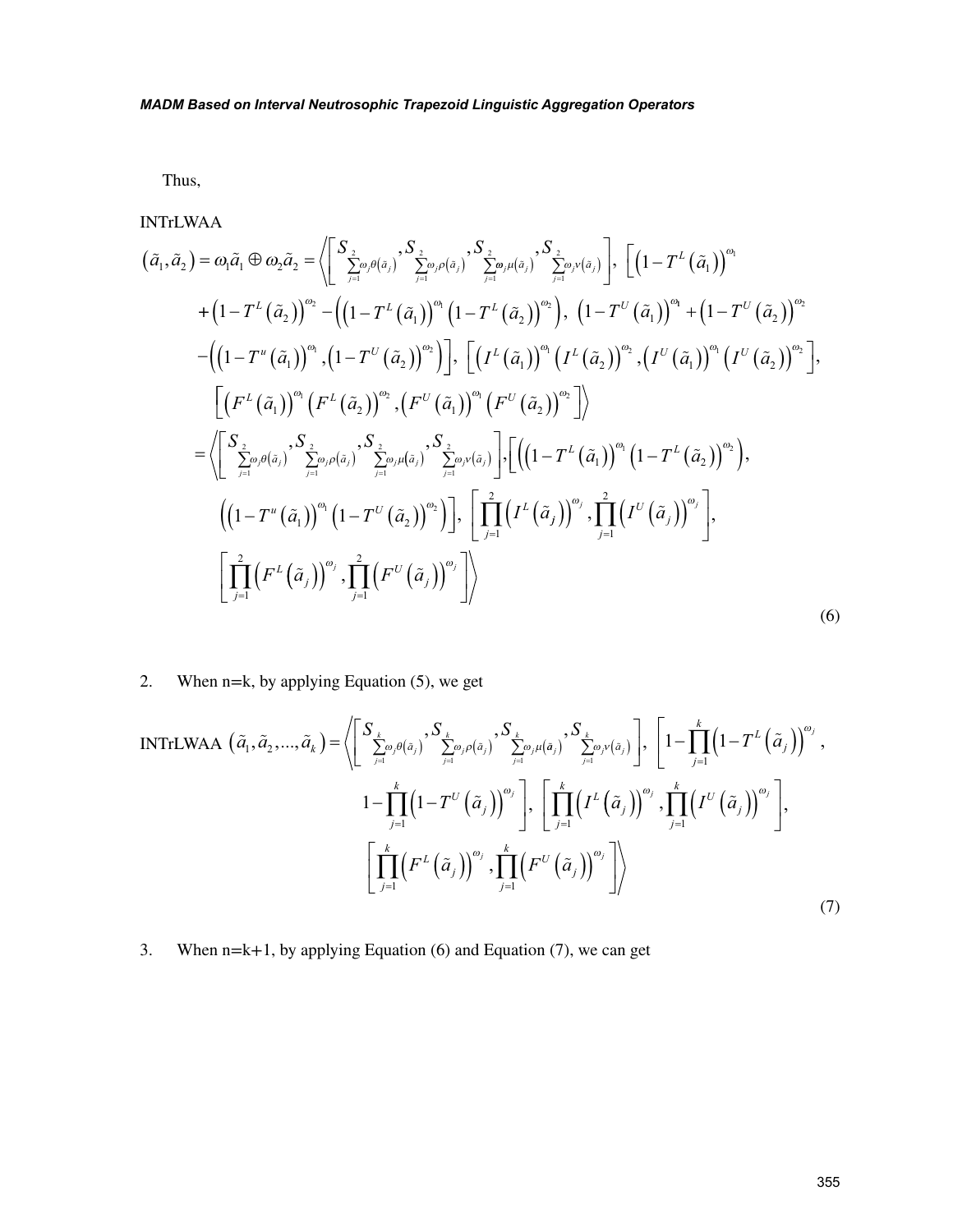Thus,

$$
\begin{aligned}
&\text{INTrLWAA}\left(\tilde{a}_1, \tilde{a}_2\right) = \omega_1 \tilde{a}_1 \oplus \omega_2 \tilde{a}_2 = \left\langle \left[ S_{\sum_{j=1}^{2}\omega_j\theta(\tilde{a}_j)}, S_{\sum_{j=1}^{2}\omega_j\rho(\tilde{a}_j)}, S_{\sum_{j=1}^{2}\omega_j\mu(\tilde{a}_j)}, S_{\sum_{j=1}^{2}\omega_j\nu(\tilde{a}_j)} \right], \left[ \left(1 - T^L(\tilde{a}_1)\right)^{\omega_1} \right.\right. \\
&\quad + \left(1 - T^L(\tilde{a}_2)\right)^{\omega_2} - \left( \left(1 - T^L(\tilde{a}_1)\right)^{\omega_1} \left(1 - T^L(\tilde{a}_2)\right)^{\omega_2} \right), \; \left(1 - T^U(\tilde{a}_1)\right)^{\omega_1} + \left(1 - T^U(\tilde{a}_2)\right)^{\omega_2} \\
&\quad \left. - \left( \left(1 - T^u(\tilde{a}_1)\right)^{\omega_1}, \left(1 - T^U(\tilde{a}_2)\right)^{\omega_2} \right) \right], \; \left[ \left(I^L(\tilde{a}_1)\right)^{\omega_1} \left(I^L(\tilde{a}_2)\right)^{\omega_2}, \left(I^U(\tilde{a}_1)\right)^{\omega_1} \left(I^U(\tilde{a}_2)\right)^{\omega_2} \right], \\
&\quad \left. \left[ \left(F^L(\tilde{a}_1)\right)^{\omega_1} \left(F^L(\tilde{a}_2)\right)^{\omega_2}, \left(F^U(\tilde{a}_1)\right)^{\omega_1} \left(F^U(\tilde{a}_2)\right)^{\omega_2} \right] \right\rangle \\
&= \left\langle \left[ S_{\sum_{j=1}^{2}\omega_j\theta(\tilde{a}_j)}, S_{\sum_{j=1}^{2}\omega_j\rho(\tilde{a}_j)}, S_{\sum_{j=1}^{2}\omega_j\mu(\tilde{a}_j)}, S_{\sum_{j=1}^{2}\omega_j\nu(\tilde{a}_j)} \right], \left[ \left( \left(1 - T^L(\tilde{a}_1)\right)^{\omega_1} \left(1 - T^L(\tilde{a}_2)\right)^{\omega_2} \right), \right.\right. \\
&\quad \left. \left( \left(1 - T^u(\tilde{a}_1)\right)^{\omega_1} \left(1 - T^U(\tilde{a}_2)\right)^{\omega_2} \right) \right], \; \left[ \prod_{j=1}^{2} \left(I^L(\tilde{a}_j)\right)^{\omega_j}, \prod_{j=1}^{2} \left(I^U(\tilde{a}_j)\right)^{\omega_j} \right], \\
&\quad \left. \left[ \prod_{j=1}^{2} \left(F^L(\tilde{a}_j)\right)^{\omega_j}, \prod_{j=1}^{2} \left(F^U(\tilde{a}_j)\right)^{\omega_j} \right] \right\rangle
\end{aligned}
\tag{6}
$$

2. When n=k, by applying Equation (5), we get

$$
\begin{aligned}
\text{INTrLWAA}\left(\tilde{a}_1, \tilde{a}_2, ..., \tilde{a}_k\right) = &\left\langle \left[ S_{\sum_{j=1}^{k}\omega_j\theta(\tilde{a}_j)}, S_{\sum_{j=1}^{k}\omega_j\rho(\tilde{a}_j)}, S_{\sum_{j=1}^{k}\omega_j\mu(\tilde{a}_j)}, S_{\sum_{j=1}^{k}\omega_j\nu(\tilde{a}_j)} \right], \left[ 1 - \prod_{j=1}^{k} \left(1 - T^L(\tilde{a}_j)\right)^{\omega_j}, \right.\right. \\
&\left. 1 - \prod_{j=1}^{k} \left(1 - T^U(\tilde{a}_j)\right)^{\omega_j} \right], \; \left[ \prod_{j=1}^{k} \left(I^L(\tilde{a}_j)\right)^{\omega_j}, \prod_{j=1}^{k} \left(I^U(\tilde{a}_j)\right)^{\omega_j} \right], \\
&\left. \left[ \prod_{j=1}^{k} \left(F^L(\tilde{a}_j)\right)^{\omega_j}, \prod_{j=1}^{k} \left(F^U(\tilde{a}_j)\right)^{\omega_j} \right] \right\rangle
\end{aligned}
\tag{7}
$$

3. When n=k+1, by applying Equation (6) and Equation (7), we can get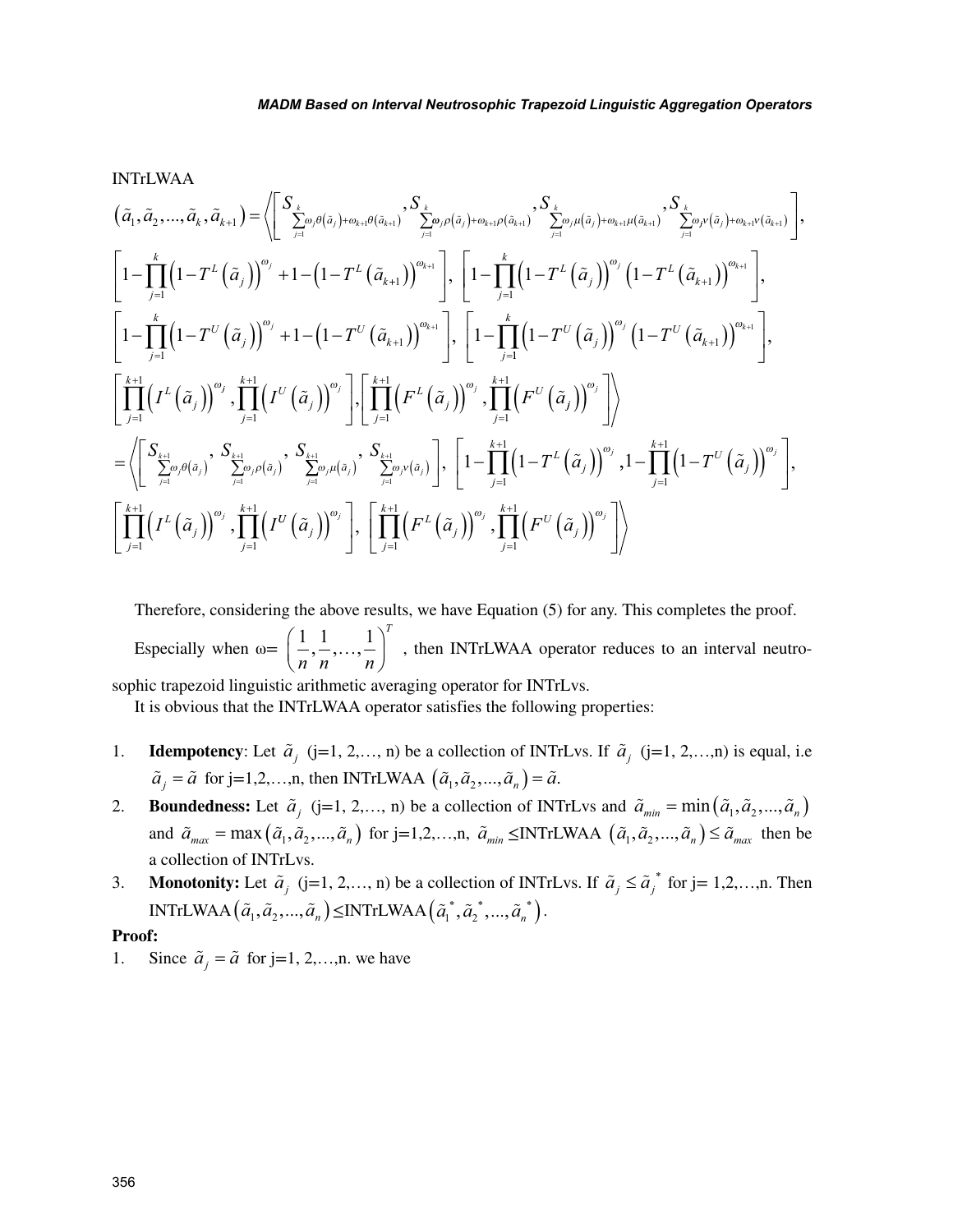INTrLWAA

$$
\begin{aligned}
&\left(\tilde{a}_1,\tilde{a}_2,...,\tilde{a}_k,\tilde{a}_{k+1}\right)=\Bigg\langle\left[S_{\sum_{j=1}^{k}\omega_j\theta(\tilde{a}_j)+\omega_{k+1}\theta(\tilde{a}_{k+1})},S_{\sum_{j=1}^{k}\omega_j\rho(\tilde{a}_j)+\omega_{k+1}\rho(\tilde{a}_{k+1})},S_{\sum_{j=1}^{k}\omega_j\mu(\tilde{a}_j)+\omega_{k+1}\mu(\tilde{a}_{k+1})},S_{\sum_{j=1}^{k}\omega_j\nu(\tilde{a}_j)+\omega_{k+1}\nu(\tilde{a}_{k+1})}\right],\\
&\left[1-\prod_{j=1}^{k}\left(1-T^L\left(\tilde{a}_j\right)\right)^{\omega_j}+1-\left(1-T^L\left(\tilde{a}_{k+1}\right)\right)^{\omega_{k+1}}\right],\ \left[1-\prod_{j=1}^{k}\left(1-T^L\left(\tilde{a}_j\right)\right)^{\omega_j}\left(1-T^L\left(\tilde{a}_{k+1}\right)\right)^{\omega_{k+1}}\right],\\
&\left[1-\prod_{j=1}^{k}\left(1-T^U\left(\tilde{a}_j\right)\right)^{\omega_j}+1-\left(1-T^U\left(\tilde{a}_{k+1}\right)\right)^{\omega_{k+1}}\right],\ \left[1-\prod_{j=1}^{k}\left(1-T^U\left(\tilde{a}_j\right)\right)^{\omega_j}\left(1-T^U\left(\tilde{a}_{k+1}\right)\right)^{\omega_{k+1}}\right],\\
&\left[\prod_{j=1}^{k+1}\left(I^L\left(\tilde{a}_j\right)\right)^{\omega_j},\prod_{j=1}^{k+1}\left(I^U\left(\tilde{a}_j\right)\right)^{\omega_j}\right],\left[\prod_{j=1}^{k+1}\left(F^L\left(\tilde{a}_j\right)\right)^{\omega_j},\prod_{j=1}^{k+1}\left(F^U\left(\tilde{a}_j\right)\right)^{\omega_j}\right]\Bigg\rangle\\
&=\Bigg\langle\left[S_{\sum_{j=1}^{k+1}\omega_j\theta(\tilde{a}_j)},\ S_{\sum_{j=1}^{k+1}\omega_j\rho(\tilde{a}_j)},\ S_{\sum_{j=1}^{k+1}\omega_j\mu(\tilde{a}_j)},\ S_{\sum_{j=1}^{k+1}\omega_j\nu(\tilde{a}_j)}\right],\ \left[1-\prod_{j=1}^{k+1}\left(1-T^L\left(\tilde{a}_j\right)\right)^{\omega_j},1-\prod_{j=1}^{k+1}\left(1-T^U\left(\tilde{a}_j\right)\right)^{\omega_j}\right],\\
&\left[\prod_{j=1}^{k+1}\left(I^L\left(\tilde{a}_j\right)\right)^{\omega_j},\prod_{j=1}^{k+1}\left(I^U\left(\tilde{a}_j\right)\right)^{\omega_j}\right],\ \left[\prod_{j=1}^{k+1}\left(F^L\left(\tilde{a}_j\right)\right)^{\omega_j},\prod_{j=1}^{k+1}\left(F^U\left(\tilde{a}_j\right)\right)^{\omega_j}\right]\Bigg\rangle
\end{aligned}
$$

Therefore, considering the above results, we have Equation (5) for any. This completes the proof.

Especially when ω= $\left(\frac{1}{n},\frac{1}{n},\ldots,\frac{1}{n}\right)^T$ , then INTrLWAA operator reduces to an interval neutrosophic trapezoid linguistic arithmetic averaging operator for INTrLvs.

It is obvious that the INTrLWAA operator satisfies the following properties:

1. **Idempotency**: Let $\tilde{a}_j$ (j=1, 2,…, n) be a collection of INTrLvs. If $\tilde{a}_j$ (j=1, 2,…,n) is equal, i.e $\tilde{a}_j=\tilde{a}$ for j=1,2,…,n, then INTrLWAA $\left(\tilde{a}_1,\tilde{a}_2,...,\tilde{a}_n\right)=\tilde{a}$.
2. **Boundedness:** Let $\tilde{a}_j$ (j=1, 2,…, n) be a collection of INTrLvs and $\tilde{a}_{min}=\min\left(\tilde{a}_1,\tilde{a}_2,...,\tilde{a}_n\right)$ and $\tilde{a}_{max}=\max\left(\tilde{a}_1,\tilde{a}_2,...,\tilde{a}_n\right)$ for j=1,2,…,n, $\tilde{a}_{min}\le$INTrLWAA $\left(\tilde{a}_1,\tilde{a}_2,...,\tilde{a}_n\right)\le\tilde{a}_{max}$ then be a collection of INTrLvs.
3. **Monotonity:** Let $\tilde{a}_j$ (j=1, 2,…, n) be a collection of INTrLvs. If $\tilde{a}_j\le\tilde{a}_j^{\,*}$ for j= 1,2,…,n. Then INTrLWAA$\left(\tilde{a}_1,\tilde{a}_2,...,\tilde{a}_n\right)\le$INTrLWAA$\left(\tilde{a}_1^{\,*},\tilde{a}_2^{\,*},...,\tilde{a}_n^{\,*}\right)$.

**Proof:**

1. Since $\tilde{a}_j=\tilde{a}$ for j=1, 2,…,n. we have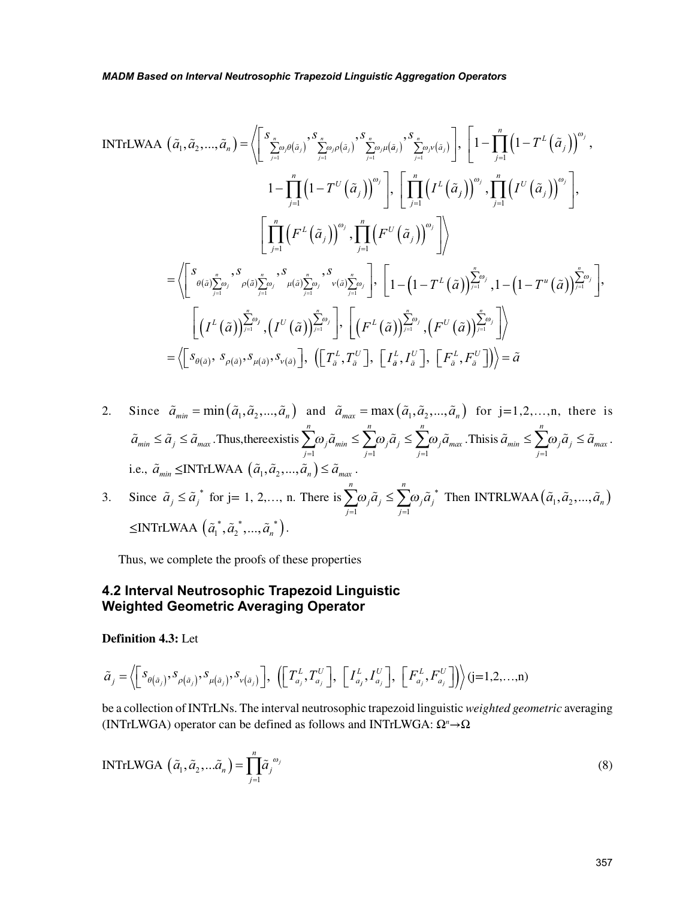$$\text{INTrLWAA}\left(\tilde{a}_1,\tilde{a}_2,...,\tilde{a}_n\right)=\left\langle\left[s_{\sum_{j=1}^{n}\omega_j\theta(\tilde{a}_j)},s_{\sum_{j=1}^{n}\omega_j\rho(\tilde{a}_j)},s_{\sum_{j=1}^{n}\omega_j\mu(\tilde{a}_j)},s_{\sum_{j=1}^{n}\omega_j\nu(\tilde{a}_j)}\right],\left[1-\prod_{j=1}^{n}\left(1-T^L\left(\tilde{a}_j\right)\right)^{\omega_j},\right.\right.$$

$$\left.1-\prod_{j=1}^{n}\left(1-T^U\left(\tilde{a}_j\right)\right)^{\omega_j}\right],\left[\prod_{j=1}^{n}\left(I^L\left(\tilde{a}_j\right)\right)^{\omega_j},\prod_{j=1}^{n}\left(I^U\left(\tilde{a}_j\right)\right)^{\omega_j}\right],$$

$$\left.\left[\prod_{j=1}^{n}\left(F^L\left(\tilde{a}_j\right)\right)^{\omega_j},\prod_{j=1}^{n}\left(F^U\left(\tilde{a}_j\right)\right)^{\omega_j}\right]\right\rangle$$

$$=\left\langle\left[s_{\theta(\tilde{a})\sum_{j=1}^{n}\omega_j},s_{\rho(\tilde{a})\sum_{j=1}^{n}\omega_j},s_{\mu(\tilde{a})\sum_{j=1}^{n}\omega_j},s_{\nu(\tilde{a})\sum_{j=1}^{n}\omega_j}\right],\left[1-\left(1-T^L\left(\tilde{a}\right)\right)^{\sum_{j=1}^{n}\omega_j},1-\left(1-T^u\left(\tilde{a}\right)\right)^{\sum_{j=1}^{n}\omega_j}\right],\right.$$

$$\left.\left[\left(I^L\left(\tilde{a}\right)\right)^{\sum_{j=1}^{n}\omega_j},\left(I^U\left(\tilde{a}\right)\right)^{\sum_{j=1}^{n}\omega_j}\right],\left[\left(F^L\left(\tilde{a}\right)\right)^{\sum_{j=1}^{n}\omega_j},\left(F^U\left(\tilde{a}\right)\right)^{\sum_{j=1}^{n}\omega_j}\right]\right\rangle$$

$$=\left\langle\left[s_{\theta(\tilde{a})},\ s_{\rho(\tilde{a})},s_{\mu(\tilde{a})},s_{\nu(\tilde{a})}\right],\ \left(\left[T_{\tilde{a}}^L,T_{\tilde{a}}^U\right],\ \left[I_{\tilde{a}}^L,I_{\tilde{a}}^U\right],\ \left[F_{\tilde{a}}^L,F_{\tilde{a}}^U\right]\right)\right\rangle=\tilde{a}$$

2. Since $\tilde{a}_{min}=\min\left(\tilde{a}_1,\tilde{a}_2,...,\tilde{a}_n\right)$ and $\tilde{a}_{max}=\max\left(\tilde{a}_1,\tilde{a}_2,...,\tilde{a}_n\right)$ for j=1,2,…,n, there is $\tilde{a}_{min}\leq\tilde{a}_j\leq\tilde{a}_{max}$. Thus, there exists $\sum_{j=1}^{n}\omega_j\tilde{a}_{min}\leq\sum_{j=1}^{n}\omega_j\tilde{a}_j\leq\sum_{j=1}^{n}\omega_j\tilde{a}_{max}$. This is $\tilde{a}_{min}\leq\sum_{j=1}^{n}\omega_j\tilde{a}_j\leq\tilde{a}_{max}$.
   i.e., $\tilde{a}_{min}\leq\text{INTrLWAA}\left(\tilde{a}_1,\tilde{a}_2,...,\tilde{a}_n\right)\leq\tilde{a}_{max}$.
3. Since $\tilde{a}_j\leq\tilde{a}_j^{\ *}$ for j= 1, 2,…, n. There is $\sum_{j=1}^{n}\omega_j\tilde{a}_j\leq\sum_{j=1}^{n}\omega_j\tilde{a}_j^{\ *}$ Then $\text{INTRLWAA}\left(\tilde{a}_1,\tilde{a}_2,...,\tilde{a}_n\right)$ $\leq\text{INTrLWAA}\left(\tilde{a}_1^{\ *},\tilde{a}_2^{\ *},...,\tilde{a}_n^{\ *}\right)$.

Thus, we complete the proofs of these properties

## 4.2 Interval Neutrosophic Trapezoid Linguistic Weighted Geometric Averaging Operator

**Definition 4.3:** Let

$$\tilde{a}_j=\left\langle\left[s_{\theta(\tilde{a}_j)},s_{\rho(\tilde{a}_j)},s_{\mu(\tilde{a}_j)},s_{\nu(\tilde{a}_j)}\right],\ \left(\left[T_{a_j}^L,T_{a_j}^U\right],\ \left[I_{a_j}^L,I_{a_j}^U\right],\ \left[F_{a_j}^L,F_{a_j}^U\right]\right)\right\rangle\ (\text{j=1,2,…,n})$$

be a collection of INTrLNs. The interval neutrosophic trapezoid linguistic *weighted geometric* averaging (INTrLWGA) operator can be defined as follows and INTrLWGA: $\Omega^n\rightarrow\Omega$

$$\text{INTrLWGA}\left(\tilde{a}_1,\tilde{a}_2,...\tilde{a}_n\right)=\prod_{j=1}^{n}\tilde{a}_j^{\ \omega_j}\qquad(8)$$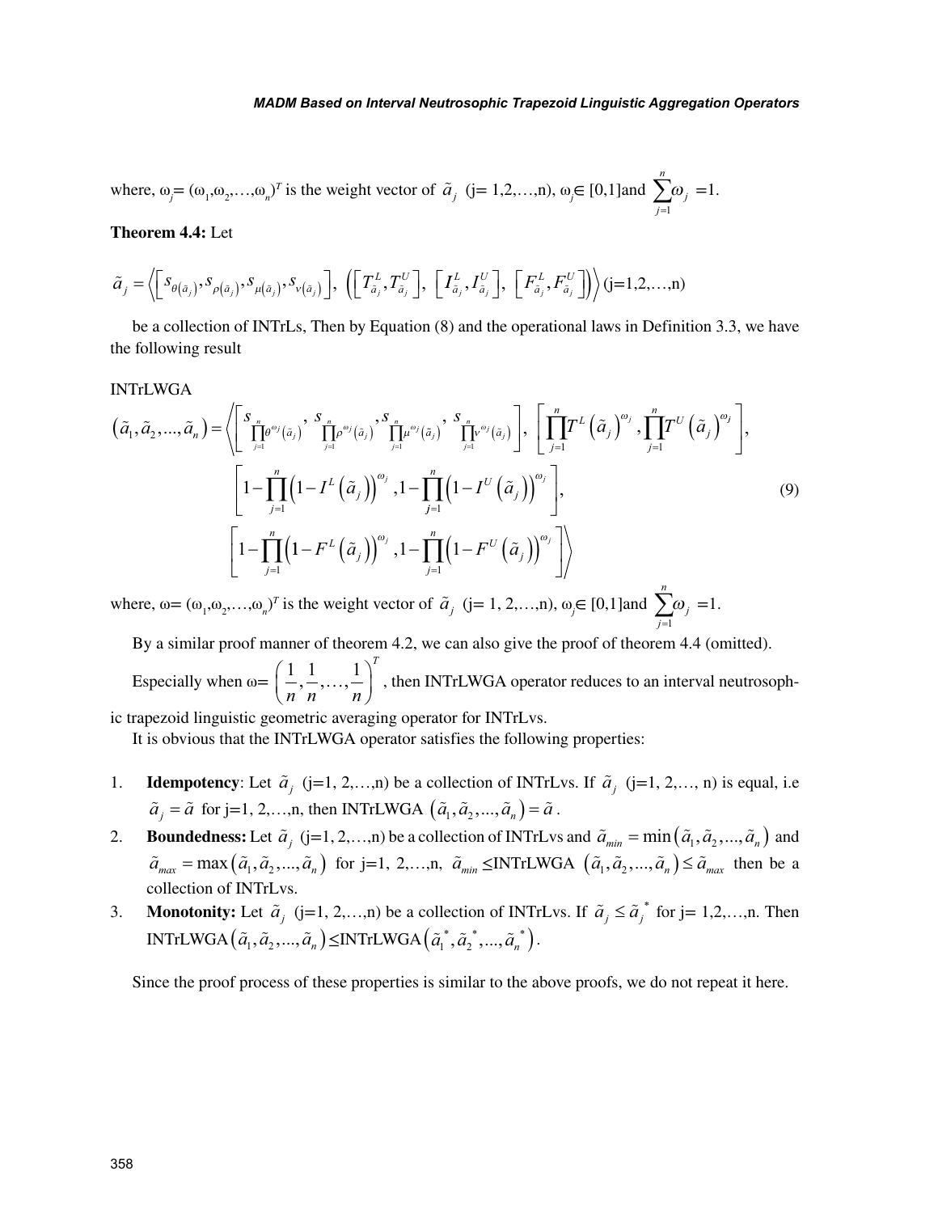where, $\omega_j = (\omega_1,\omega_2,\ldots,\omega_n)^T$ is the weight vector of $\tilde{a}_j$ (j= 1,2,…,n), $\omega_j \in [0,1]$and $\sum_{j=1}^{n}\omega_j = 1$.

**Theorem 4.4:** Let

$$\tilde{a}_j = \left\langle \left[ s_{\theta(\tilde{a}_j)}, s_{\rho(\tilde{a}_j)}, s_{\mu(\tilde{a}_j)}, s_{\nu(\tilde{a}_j)} \right],\ \left( \left[ T^L_{\tilde{a}_j}, T^U_{\tilde{a}_j} \right],\ \left[ I^L_{\tilde{a}_j}, I^U_{\tilde{a}_j} \right],\ \left[ F^L_{\tilde{a}_j}, F^U_{\tilde{a}_j} \right] \right) \right\rangle \text{(j=1,2,…,n)}$$

be a collection of INTrLs, Then by Equation (8) and the operational laws in Definition 3.3, we have the following result

$$\begin{aligned}
&\text{INTrLWGA}\left(\tilde{a}_1,\tilde{a}_2,\ldots,\tilde{a}_n\right) = \left\langle \left[ s_{\prod_{j=1}^{n}\theta^{\omega_j}(\tilde{a}_j)},\ s_{\prod_{j=1}^{n}\rho^{\omega_j}(\tilde{a}_j)},\ s_{\prod_{j=1}^{n}\mu^{\omega_j}(\tilde{a}_j)},\ s_{\prod_{j=1}^{n}\nu^{\omega_j}(\tilde{a}_j)} \right],\ \left[ \prod_{j=1}^{n} T^L\left(\tilde{a}_j\right)^{\omega_j}, \prod_{j=1}^{n} T^U\left(\tilde{a}_j\right)^{\omega_j} \right], \right.\\
&\qquad \left[ 1-\prod_{j=1}^{n}\left(1-I^L\left(\tilde{a}_j\right)\right)^{\omega_j}, 1-\prod_{j=1}^{n}\left(1-I^U\left(\tilde{a}_j\right)\right)^{\omega_j} \right],\\
&\qquad \left. \left[ 1-\prod_{j=1}^{n}\left(1-F^L\left(\tilde{a}_j\right)\right)^{\omega_j}, 1-\prod_{j=1}^{n}\left(1-F^U\left(\tilde{a}_j\right)\right)^{\omega_j} \right] \right\rangle
\end{aligned} \tag{9}$$

where, $\omega = (\omega_1,\omega_2,\ldots,\omega_n)^T$ is the weight vector of $\tilde{a}_j$ (j= 1, 2,…,n), $\omega_j \in [0,1]$and $\sum_{j=1}^{n}\omega_j = 1$.

By a similar proof manner of theorem 4.2, we can also give the proof of theorem 4.4 (omitted).

Especially when $\omega = \left(\frac{1}{n},\frac{1}{n},\ldots,\frac{1}{n}\right)^T$, then INTrLWGA operator reduces to an interval neutrosophic trapezoid linguistic geometric averaging operator for INTrLvs.

It is obvious that the INTrLWGA operator satisfies the following properties:

1. **Idempotency**: Let $\tilde{a}_j$ (j=1, 2,…,n) be a collection of INTrLvs. If $\tilde{a}_j$ (j=1, 2,…, n) is equal, i.e $\tilde{a}_j = \tilde{a}$ for j=1, 2,…,n, then INTrLWGA $\left(\tilde{a}_1,\tilde{a}_2,\ldots,\tilde{a}_n\right) = \tilde{a}$.
2. **Boundedness:** Let $\tilde{a}_j$ (j=1, 2,…,n) be a collection of INTrLvs and $\tilde{a}_{min} = \min\left(\tilde{a}_1,\tilde{a}_2,\ldots,\tilde{a}_n\right)$ and $\tilde{a}_{max} = \max\left(\tilde{a}_1,\tilde{a}_2,\ldots,\tilde{a}_n\right)$ for j=1, 2,…,n, $\tilde{a}_{min} \leq$INTrLWGA $\left(\tilde{a}_1,\tilde{a}_2,\ldots,\tilde{a}_n\right) \leq \tilde{a}_{max}$ then be a collection of INTrLvs.
3. **Monotonity:** Let $\tilde{a}_j$ (j=1, 2,…,n) be a collection of INTrLvs. If $\tilde{a}_j \leq \tilde{a}_j^{\,*}$ for j= 1,2,…,n. Then INTrLWGA$\left(\tilde{a}_1,\tilde{a}_2,\ldots,\tilde{a}_n\right) \leq$INTrLWGA$\left(\tilde{a}_1^{\,*},\tilde{a}_2^{\,*},\ldots,\tilde{a}_n^{\,*}\right)$.

Since the proof process of these properties is similar to the above proofs, we do not repeat it here.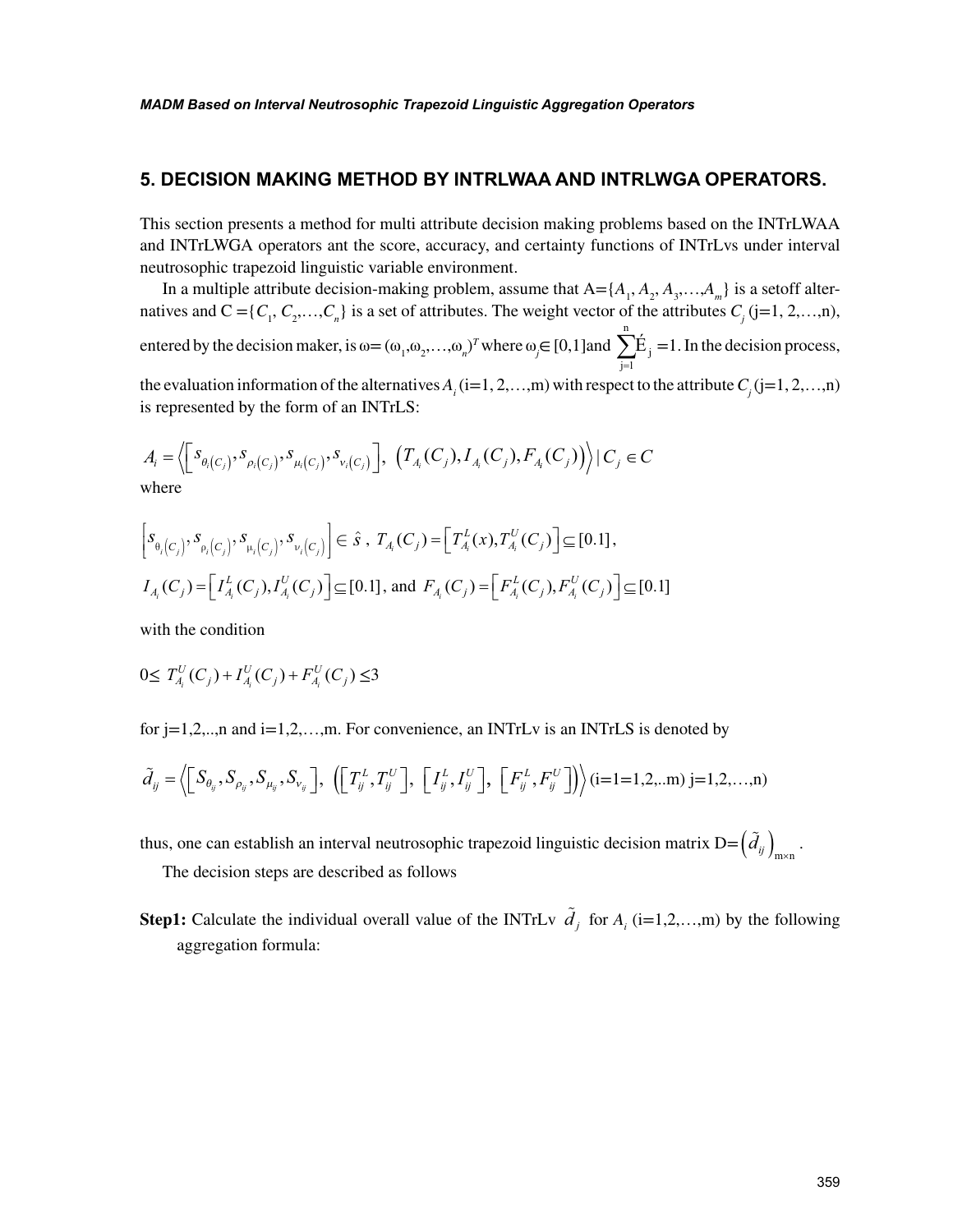## 5. DECISION MAKING METHOD BY INTRLWAA AND INTRLWGA OPERATORS.

This section presents a method for multi attribute decision making problems based on the INTrLWAA and INTrLWGA operators ant the score, accuracy, and certainty functions of INTrLvs under interval neutrosophic trapezoid linguistic variable environment.

In a multiple attribute decision-making problem, assume that A={$A_1$, $A_2$, $A_3$,…,$A_m$} is a setoff alternatives and C ={$C_1$, $C_2$,…,$C_n$} is a set of attributes. The weight vector of the attributes $C_j$ (j=1, 2,…,n), entered by the decision maker, is ω= $(\omega_1,\omega_2,\ldots,\omega_n)^T$ where $\omega_j \in [0,1]$and $\sum_{j=1}^{n} \acute{E}_j = 1$. In the decision process, the evaluation information of the alternatives $A_i$ (i=1, 2,…,m) with respect to the attribute $C_j$ (j=1, 2,…,n) is represented by the form of an INTrLS:

$$A_i = \left\langle \left[ s_{\theta_i(C_j)}, s_{\rho_i(C_j)}, s_{\mu_i(C_j)}, s_{\nu_i(C_j)} \right],\ \left( T_{A_i}(C_j), I_{A_i}(C_j), F_{A_i}(C_j) \right) \right\rangle \mid C_j \in C$$

where

$$\left[ s_{\theta_i(C_j)}, s_{\rho_i(C_j)}, s_{\mu_i(C_j)}, s_{\nu_i(C_j)} \right] \in \hat{s}\ ,\ T_{A_i}(C_j) = \left[ T_{A_i}^L(x), T_{A_i}^U(C_j) \right] \subseteq [0.1],$$

$$I_{A_i}(C_j) = \left[ I_{A_i}^L(C_j), I_{A_i}^U(C_j) \right] \subseteq [0.1], \text{ and } F_{A_i}(C_j) = \left[ F_{A_i}^L(C_j), F_{A_i}^U(C_j) \right] \subseteq [0.1]$$

with the condition

$$0 \le T_{A_i}^U(C_j) + I_{A_i}^U(C_j) + F_{A_i}^U(C_j) \le 3$$

for j=1,2,..,n and i=1,2,…,m. For convenience, an INTrLv is an INTrLS is denoted by

$$\tilde{d}_{ij} = \left\langle \left[ S_{\theta_{ij}}, S_{\rho_{ij}}, S_{\mu_{ij}}, S_{\nu_{ij}} \right],\ \left( \left[ T_{ij}^L, T_{ij}^U \right],\ \left[ I_{ij}^L, I_{ij}^U \right],\ \left[ F_{ij}^L, F_{ij}^U \right] \right) \right\rangle \text{(i=1=1,2,..m) j=1,2,…,n)}$$

thus, one can establish an interval neutrosophic trapezoid linguistic decision matrix D=$\left( \tilde{d}_{ij} \right)_{m \times n}$.

The decision steps are described as follows

**Step1:** Calculate the individual overall value of the INTrLv $\tilde{d}_j$ for $A_i$ (i=1,2,…,m) by the following aggregation formula: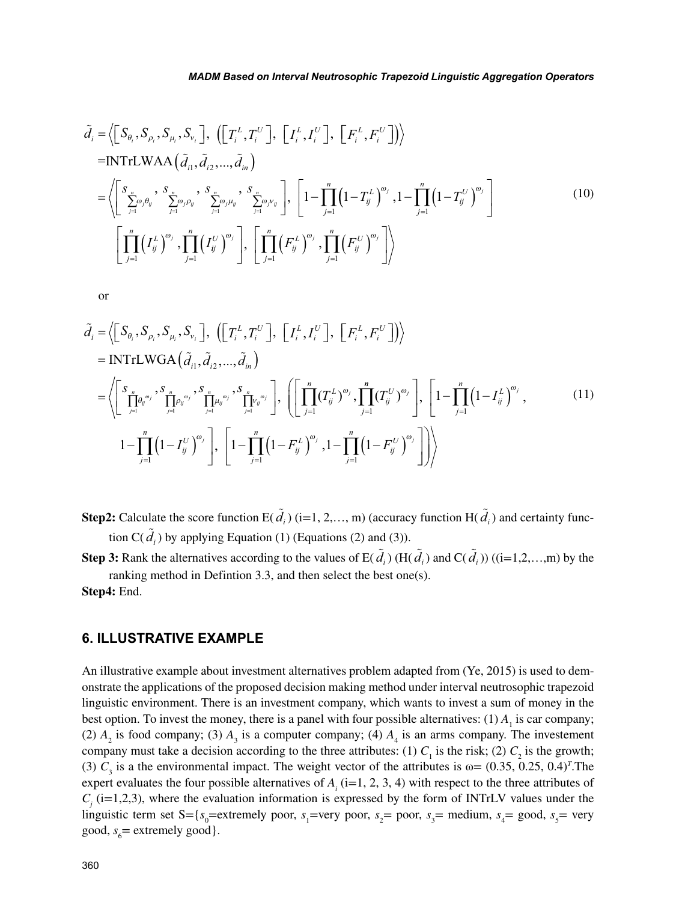$$
\begin{aligned}
\tilde{d}_i &= \left\langle \left[S_{\theta_i}, S_{\rho_i}, S_{\mu_i}, S_{\nu_i}\right],\ \left(\left[T_i^L, T_i^U\right],\ \left[I_i^L, I_i^U\right],\ \left[F_i^L, F_i^U\right]\right)\right\rangle \\
&= \text{INTrLWAA}\left(\tilde{d}_{i1}, \tilde{d}_{i2}, ..., \tilde{d}_{in}\right) \\
&= \left\langle \left[s_{\sum_{j=1}^{n}\omega_j\theta_{ij}},\ s_{\sum_{j=1}^{n}\omega_j\rho_{ij}},\ s_{\sum_{j=1}^{n}\omega_j\mu_{ij}},\ s_{\sum_{j=1}^{n}\omega_j\nu_{ij}}\right],\ \left[1-\prod_{j=1}^{n}\left(1-T_{ij}^L\right)^{\omega_j}, 1-\prod_{j=1}^{n}\left(1-T_{ij}^U\right)^{\omega_j}\right]\right. \\
&\quad \left. \left[\prod_{j=1}^{n}\left(I_{ij}^L\right)^{\omega_j}, \prod_{j=1}^{n}\left(I_{ij}^U\right)^{\omega_j}\right],\ \left[\prod_{j=1}^{n}\left(F_{ij}^L\right)^{\omega_j}, \prod_{j=1}^{n}\left(F_{ij}^U\right)^{\omega_j}\right]\right\rangle
\end{aligned}
\tag{10}
$$

or

$$
\begin{aligned}
\tilde{d}_i &= \left\langle \left[S_{\theta_i}, S_{\rho_i}, S_{\mu_i}, S_{\nu_i}\right],\ \left(\left[T_i^L, T_i^U\right],\ \left[I_i^L, I_i^U\right],\ \left[F_i^L, F_i^U\right]\right)\right\rangle \\
&= \text{INTrLWGA}\left(\tilde{d}_{i1}, \tilde{d}_{i2}, ..., \tilde{d}_{in}\right) \\
&= \left\langle \left[s_{\prod_{j=1}^{n}\theta_{ij}^{\omega_j}}, s_{\prod_{j=1}^{n}\rho_{ij}^{\omega_j}}, s_{\prod_{j=1}^{n}\mu_{ij}^{\omega_j}}, s_{\prod_{j=1}^{n}\nu_{ij}^{\omega_j}}\right],\ \left(\left[\prod_{j=1}^{n}(T_{ij}^L)^{\omega_j}, \prod_{j=1}^{n}(T_{ij}^U)^{\omega_j}\right],\ \left[1-\prod_{j=1}^{n}\left(1-I_{ij}^L\right)^{\omega_j},\right.\right.\right. \\
&\quad \left.\left.\left. 1-\prod_{j=1}^{n}\left(1-I_{ij}^U\right)^{\omega_j}\right],\ \left[1-\prod_{j=1}^{n}\left(1-F_{ij}^L\right)^{\omega_j}, 1-\prod_{j=1}^{n}\left(1-F_{ij}^U\right)^{\omega_j}\right]\right)\right\rangle
\end{aligned}
\tag{11}
$$

**Step2:** Calculate the score function E($\tilde{d}_i$) (i=1, 2,…, m) (accuracy function H($\tilde{d}_i$) and certainty function C($\tilde{d}_i$) by applying Equation (1) (Equations (2) and (3)).

**Step 3:** Rank the alternatives according to the values of E($\tilde{d}_i$) (H($\tilde{d}_i$) and C($\tilde{d}_i$)) ((i=1,2,…,m) by the ranking method in Defintion 3.3, and then select the best one(s).

**Step4:** End.

## 6. ILLUSTRATIVE EXAMPLE

An illustrative example about investment alternatives problem adapted from (Ye, 2015) is used to demonstrate the applications of the proposed decision making method under interval neutrosophic trapezoid linguistic environment. There is an investment company, which wants to invest a sum of money in the best option. To invest the money, there is a panel with four possible alternatives: (1) $A_1$ is car company; (2) $A_2$ is food company; (3) $A_3$ is a computer company; (4) $A_4$ is an arms company. The investement company must take a decision according to the three attributes: (1) $C_1$ is the risk; (2) $C_2$ is the growth; (3) $C_3$ is a the environmental impact. The weight vector of the attributes is ω= (0.35, 0.25, 0.4)$^T$.The expert evaluates the four possible alternatives of $A_i$ (i=1, 2, 3, 4) with respect to the three attributes of $C_j$ (i=1,2,3), where the evaluation information is expressed by the form of INTrLV values under the linguistic term set S={$s_0$=extremely poor, $s_1$=very poor, $s_2$= poor, $s_3$= medium, $s_4$= good, $s_5$= very good, $s_6$= extremely good}.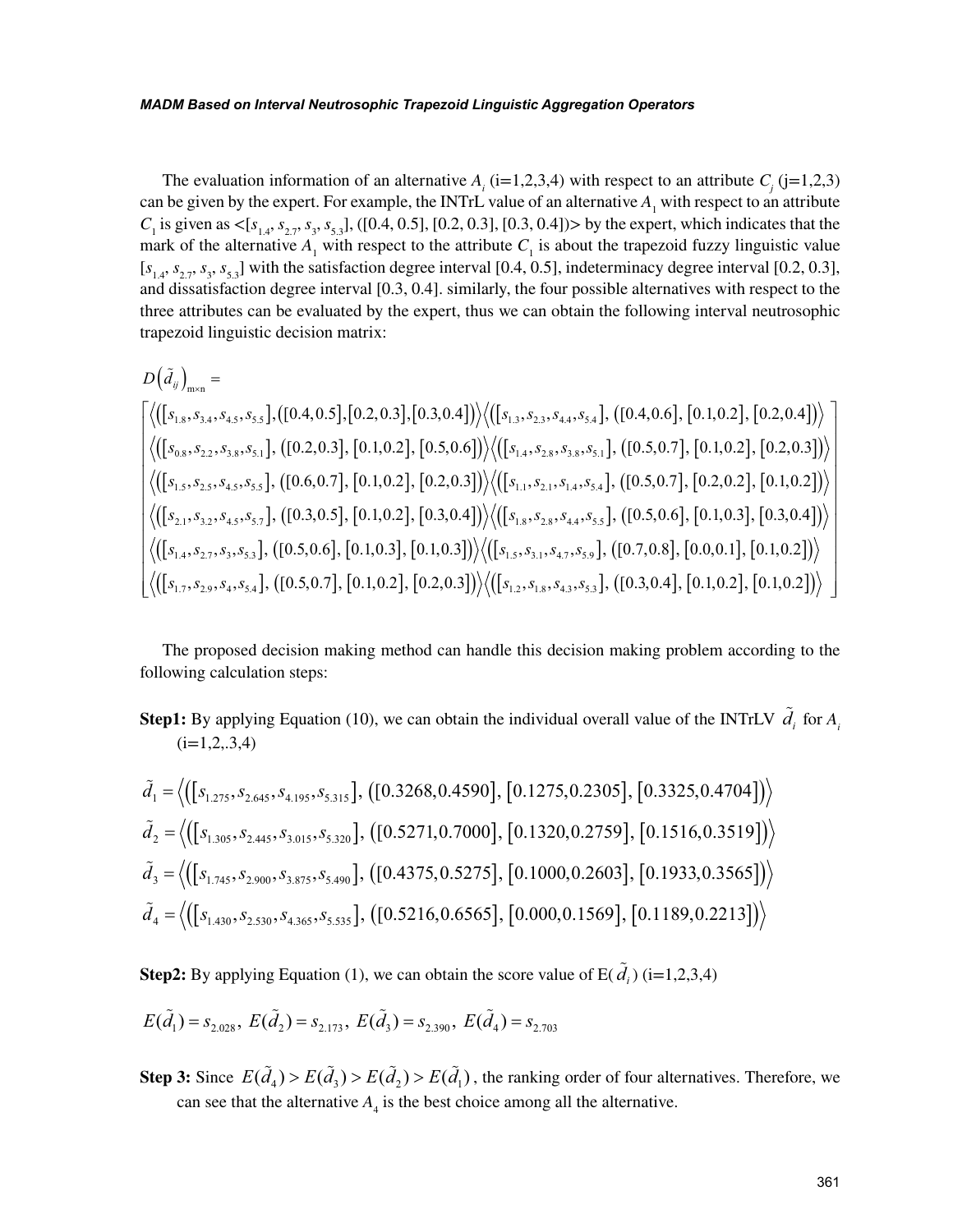The evaluation information of an alternative $A_i$ (i=1,2,3,4) with respect to an attribute $C_j$ (j=1,2,3) can be given by the expert. For example, the INTrL value of an alternative $A_1$ with respect to an attribute $C_1$ is given as <[$s_{1.4}$, $s_{2.7}$, $s_3$, $s_{5.3}$], ([0.4, 0.5], [0.2, 0.3], [0.3, 0.4])> by the expert, which indicates that the mark of the alternative $A_1$ with respect to the attribute $C_1$ is about the trapezoid fuzzy linguistic value [$s_{1.4}$, $s_{2.7}$, $s_3$, $s_{5.3}$] with the satisfaction degree interval [0.4, 0.5], indeterminacy degree interval [0.2, 0.3], and dissatisfaction degree interval [0.3, 0.4]. similarly, the four possible alternatives with respect to the three attributes can be evaluated by the expert, thus we can obtain the following interval neutrosophic trapezoid linguistic decision matrix:

$$D\left(\tilde{d}_{ij}\right)_{\mathrm{m}\times\mathrm{n}} =$$

$$\begin{bmatrix}
\left\langle\left([s_{1.8},s_{3.4},s_{4.5},s_{5.5}],([0.4,0.5],[0.2,0.3],[0.3,0.4]\right)\right\rangle\left\langle\left([s_{1.3},s_{2.3},s_{4.4},s_{5.4}],\ ([0.4,0.6],\ [0.1,0.2],\ [0.2,0.4]\right)\right\rangle \\
\left\langle\left([s_{0.8},s_{2.2},s_{3.8},s_{5.1}],\ ([0.2,0.3],\ [0.1,0.2],\ [0.5,0.6]\right)\right\rangle\left\langle\left([s_{1.4},s_{2.8},s_{3.8},s_{5.1}],\ ([0.5,0.7],\ [0.1,0.2],\ [0.2,0.3]\right)\right\rangle \\
\left\langle\left([s_{1.5},s_{2.5},s_{4.5},s_{5.5}],\ ([0.6,0.7],\ [0.1,0.2],\ [0.2,0.3]\right)\right\rangle\left\langle\left([s_{1.1},s_{2.1},s_{1.4},s_{5.4}],\ ([0.5,0.7],\ [0.2,0.2],\ [0.1,0.2]\right)\right\rangle \\
\left\langle\left([s_{2.1},s_{3.2},s_{4.5},s_{5.7}],\ ([0.3,0.5],\ [0.1,0.2],\ [0.3,0.4]\right)\right\rangle\left\langle\left([s_{1.8},s_{2.8},s_{4.4},s_{5.5}],\ ([0.5,0.6],\ [0.1,0.3],\ [0.3,0.4]\right)\right\rangle \\
\left\langle\left([s_{1.4},s_{2.7},s_{3},s_{5.3}],\ ([0.5,0.6],\ [0.1,0.3],\ [0.1,0.3]\right)\right\rangle\left\langle\left([s_{1.5},s_{3.1},s_{4.7},s_{5.9}],\ ([0.7,0.8],\ [0.0,0.1],\ [0.1,0.2]\right)\right\rangle \\
\left\langle\left([s_{1.7},s_{2.9},s_{4},s_{5.4}],\ ([0.5,0.7],\ [0.1,0.2],\ [0.2,0.3]\right)\right\rangle\left\langle\left([s_{1.2},s_{1.8},s_{4.3},s_{5.3}],\ ([0.3,0.4],\ [0.1,0.2],\ [0.1,0.2]\right)\right\rangle
\end{bmatrix}$$

The proposed decision making method can handle this decision making problem according to the following calculation steps:

**Step1:** By applying Equation (10), we can obtain the individual overall value of the INTrLV $\tilde{d}_i$ for $A_i$ (i=1,2,.3,4)

$$\tilde{d}_1 = \left\langle\left([s_{1.275},s_{2.645},s_{4.195},s_{5.315}],\ ([0.3268,0.4590],\ [0.1275,0.2305],\ [0.3325,0.4704]\right)\right\rangle$$

$$\tilde{d}_2 = \left\langle\left([s_{1.305},s_{2.445},s_{3.015},s_{5.320}],\ ([0.5271,0.7000],\ [0.1320,0.2759],\ [0.1516,0.3519]\right)\right\rangle$$

$$\tilde{d}_3 = \left\langle\left([s_{1.745},s_{2.900},s_{3.875},s_{5.490}],\ ([0.4375,0.5275],\ [0.1000,0.2603],\ [0.1933,0.3565]\right)\right\rangle$$

$$\tilde{d}_4 = \left\langle\left([s_{1.430},s_{2.530},s_{4.365},s_{5.535}],\ ([0.5216,0.6565],\ [0.000,0.1569],\ [0.1189,0.2213]\right)\right\rangle$$

**Step2:** By applying Equation (1), we can obtain the score value of E($\tilde{d}_i$) (i=1,2,3,4)

$$E(\tilde{d}_1) = s_{2.028},\ E(\tilde{d}_2) = s_{2.173},\ E(\tilde{d}_3) = s_{2.390},\ E(\tilde{d}_4) = s_{2.703}$$

**Step 3:** Since $E(\tilde{d}_4) > E(\tilde{d}_3) > E(\tilde{d}_2) > E(\tilde{d}_1)$, the ranking order of four alternatives. Therefore, we can see that the alternative $A_4$ is the best choice among all the alternative.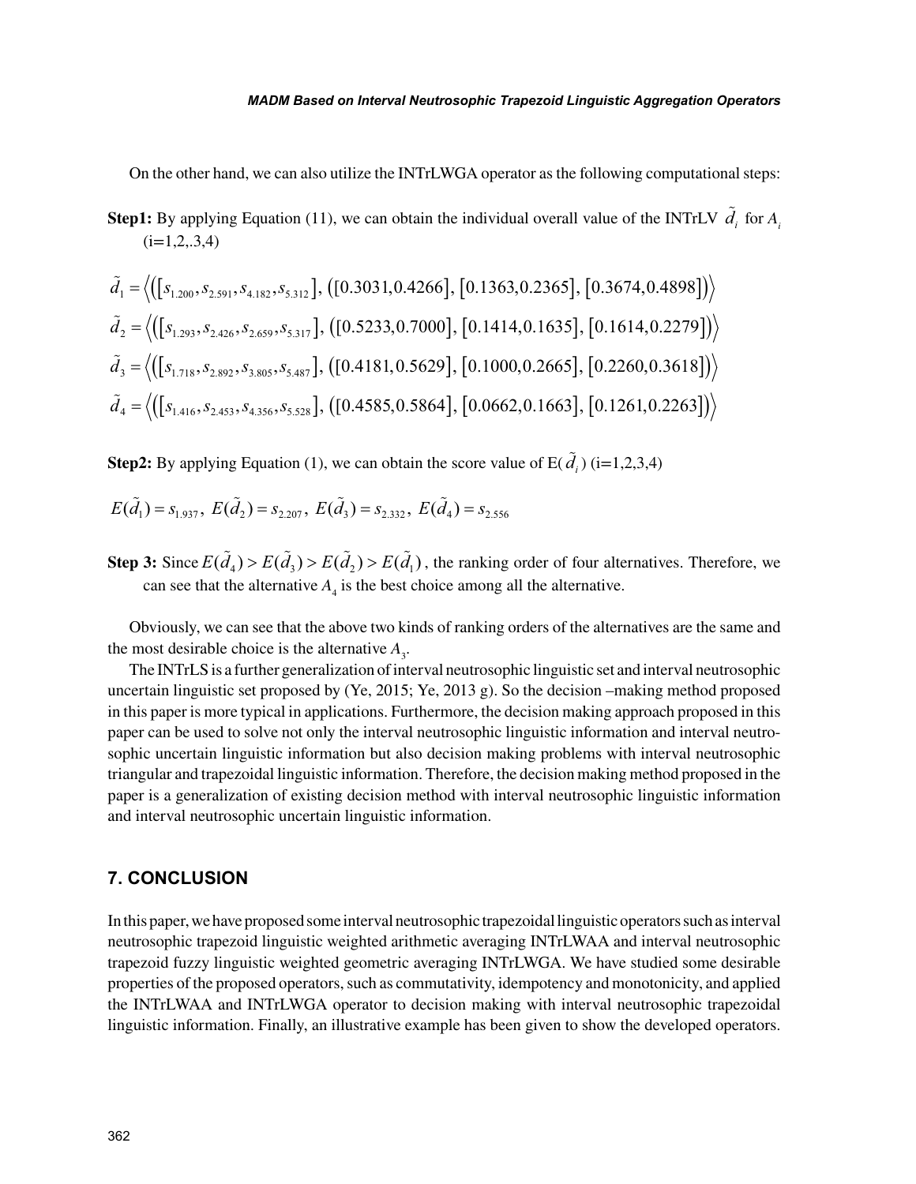On the other hand, we can also utilize the INTrLWGA operator as the following computational steps:

**Step1:** By applying Equation (11), we can obtain the individual overall value of the INTrLV $\tilde{d}_i$ for $A_i$ (i=1,2,.3,4)

$$\tilde{d}_1 = \left\langle \left( \left[ s_{1.200}, s_{2.591}, s_{4.182}, s_{5.312} \right], \left( [0.3031, 0.4266], [0.1363, 0.2365], [0.3674, 0.4898] \right) \right\rangle$$

$$\tilde{d}_2 = \left\langle \left( \left[ s_{1.293}, s_{2.426}, s_{2.659}, s_{5.317} \right], \left( [0.5233, 0.7000], [0.1414, 0.1635], [0.1614, 0.2279] \right) \right\rangle$$

$$\tilde{d}_3 = \left\langle \left( \left[ s_{1.718}, s_{2.892}, s_{3.805}, s_{5.487} \right], \left( [0.4181, 0.5629], [0.1000, 0.2665], [0.2260, 0.3618] \right) \right\rangle$$

$$\tilde{d}_4 = \left\langle \left( \left[ s_{1.416}, s_{2.453}, s_{4.356}, s_{5.528} \right], \left( [0.4585, 0.5864], [0.0662, 0.1663], [0.1261, 0.2263] \right) \right\rangle$$

**Step2:** By applying Equation (1), we can obtain the score value of E($\tilde{d}_i$) (i=1,2,3,4)

$E(\tilde{d}_1) = s_{1.937}$, $E(\tilde{d}_2) = s_{2.207}$, $E(\tilde{d}_3) = s_{2.332}$, $E(\tilde{d}_4) = s_{2.556}$

**Step 3:** Since $E(\tilde{d}_4) > E(\tilde{d}_3) > E(\tilde{d}_2) > E(\tilde{d}_1)$, the ranking order of four alternatives. Therefore, we can see that the alternative $A_4$ is the best choice among all the alternative.

Obviously, we can see that the above two kinds of ranking orders of the alternatives are the same and the most desirable choice is the alternative $A_3$.

The INTrLS is a further generalization of interval neutrosophic linguistic set and interval neutrosophic uncertain linguistic set proposed by (Ye, 2015; Ye, 2013 g). So the decision –making method proposed in this paper is more typical in applications. Furthermore, the decision making approach proposed in this paper can be used to solve not only the interval neutrosophic linguistic information and interval neutrosophic uncertain linguistic information but also decision making problems with interval neutrosophic triangular and trapezoidal linguistic information. Therefore, the decision making method proposed in the paper is a generalization of existing decision method with interval neutrosophic linguistic information and interval neutrosophic uncertain linguistic information.

## 7. CONCLUSION

In this paper, we have proposed some interval neutrosophic trapezoidal linguistic operators such as interval neutrosophic trapezoid linguistic weighted arithmetic averaging INTrLWAA and interval neutrosophic trapezoid fuzzy linguistic weighted geometric averaging INTrLWGA. We have studied some desirable properties of the proposed operators, such as commutativity, idempotency and monotonicity, and applied the INTrLWAA and INTrLWGA operator to decision making with interval neutrosophic trapezoidal linguistic information. Finally, an illustrative example has been given to show the developed operators.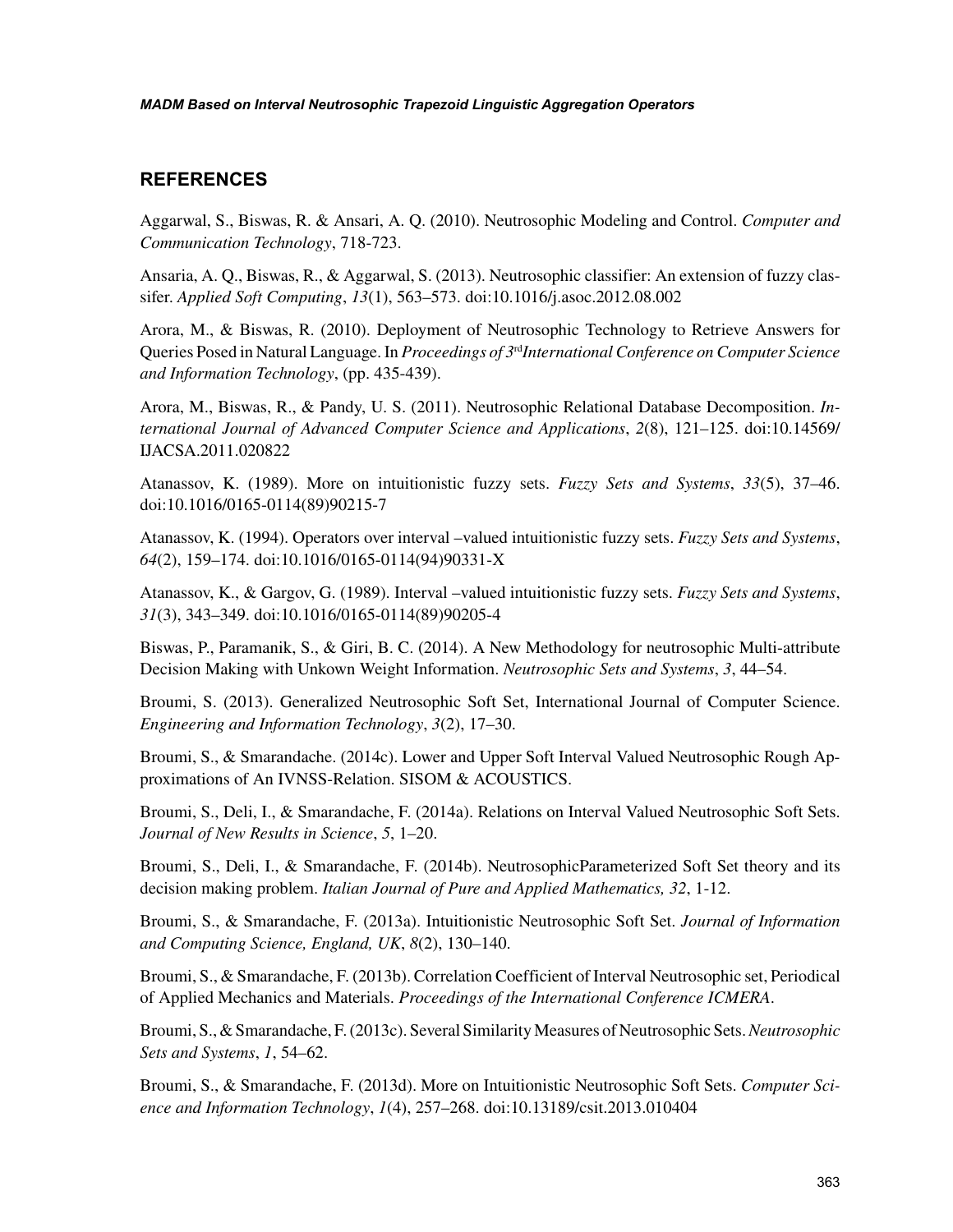## REFERENCES

Aggarwal, S., Biswas, R. & Ansari, A. Q. (2010). Neutrosophic Modeling and Control. *Computer and Communication Technology*, 718-723.

Ansaria, A. Q., Biswas, R., & Aggarwal, S. (2013). Neutrosophic classifier: An extension of fuzzy classifer. *Applied Soft Computing*, *13*(1), 563–573. doi:10.1016/j.asoc.2012.08.002

Arora, M., & Biswas, R. (2010). Deployment of Neutrosophic Technology to Retrieve Answers for Queries Posed in Natural Language. In *Proceedings of 3rdInternational Conference on Computer Science and Information Technology*, (pp. 435-439).

Arora, M., Biswas, R., & Pandy, U. S. (2011). Neutrosophic Relational Database Decomposition. *International Journal of Advanced Computer Science and Applications*, *2*(8), 121–125. doi:10.14569/IJACSA.2011.020822

Atanassov, K. (1989). More on intuitionistic fuzzy sets. *Fuzzy Sets and Systems*, *33*(5), 37–46. doi:10.1016/0165-0114(89)90215-7

Atanassov, K. (1994). Operators over interval –valued intuitionistic fuzzy sets. *Fuzzy Sets and Systems*, *64*(2), 159–174. doi:10.1016/0165-0114(94)90331-X

Atanassov, K., & Gargov, G. (1989). Interval –valued intuitionistic fuzzy sets. *Fuzzy Sets and Systems*, *31*(3), 343–349. doi:10.1016/0165-0114(89)90205-4

Biswas, P., Paramanik, S., & Giri, B. C. (2014). A New Methodology for neutrosophic Multi-attribute Decision Making with Unkown Weight Information. *Neutrosophic Sets and Systems*, *3*, 44–54.

Broumi, S. (2013). Generalized Neutrosophic Soft Set, International Journal of Computer Science. *Engineering and Information Technology*, *3*(2), 17–30.

Broumi, S., & Smarandache. (2014c). Lower and Upper Soft Interval Valued Neutrosophic Rough Approximations of An IVNSS-Relation. SISOM & ACOUSTICS.

Broumi, S., Deli, I., & Smarandache, F. (2014a). Relations on Interval Valued Neutrosophic Soft Sets. *Journal of New Results in Science*, *5*, 1–20.

Broumi, S., Deli, I., & Smarandache, F. (2014b). NeutrosophicParameterized Soft Set theory and its decision making problem. *Italian Journal of Pure and Applied Mathematics, 32*, 1-12.

Broumi, S., & Smarandache, F. (2013a). Intuitionistic Neutrosophic Soft Set. *Journal of Information and Computing Science, England, UK*, *8*(2), 130–140.

Broumi, S., & Smarandache, F. (2013b). Correlation Coefficient of Interval Neutrosophic set, Periodical of Applied Mechanics and Materials. *Proceedings of the International Conference ICMERA*.

Broumi, S., & Smarandache, F. (2013c). Several Similarity Measures of Neutrosophic Sets. *Neutrosophic Sets and Systems*, *1*, 54–62.

Broumi, S., & Smarandache, F. (2013d). More on Intuitionistic Neutrosophic Soft Sets. *Computer Science and Information Technology*, *1*(4), 257–268. doi:10.13189/csit.2013.010404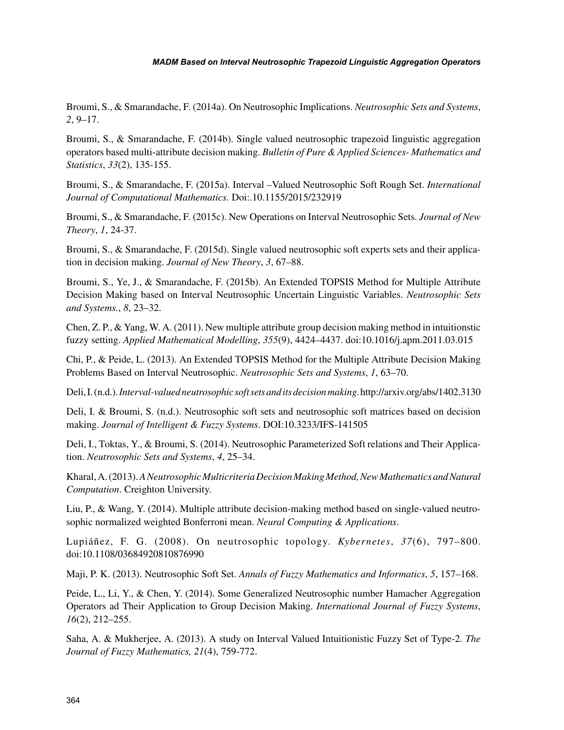Broumi, S., & Smarandache, F. (2014a). On Neutrosophic Implications. *Neutrosophic Sets and Systems*, *2*, 9–17.

Broumi, S., & Smarandache, F. (2014b). Single valued neutrosophic trapezoid linguistic aggregation operators based multi-attribute decision making. *Bulletin of Pure & Applied Sciences- Mathematics and Statistics*, *33*(2), 135-155.

Broumi, S., & Smarandache, F. (2015a). Interval –Valued Neutrosophic Soft Rough Set. *International Journal of Computational Mathematics.* Doi:.10.1155/2015/232919

Broumi, S., & Smarandache, F. (2015c). New Operations on Interval Neutrosophic Sets. *Journal of New Theory*, *1*, 24-37.

Broumi, S., & Smarandache, F. (2015d). Single valued neutrosophic soft experts sets and their application in decision making. *Journal of New Theory*, *3*, 67–88.

Broumi, S., Ye, J., & Smarandache, F. (2015b). An Extended TOPSIS Method for Multiple Attribute Decision Making based on Interval Neutrosophic Uncertain Linguistic Variables. *Neutrosophic Sets and Systems.*, *8*, 23–32.

Chen, Z. P., & Yang, W. A. (2011). New multiple attribute group decision making method in intuitionstic fuzzy setting. *Applied Mathematical Modelling*, *355*(9), 4424–4437. doi:10.1016/j.apm.2011.03.015

Chi, P., & Peide, L. (2013). An Extended TOPSIS Method for the Multiple Attribute Decision Making Problems Based on Interval Neutrosophic. *Neutrosophic Sets and Systems*, *1*, 63–70.

Deli, I. (n.d.). *Interval-valued neutrosophic soft sets and its decision making*. http://arxiv.org/abs/1402.3130

Deli, I. & Broumi, S. (n.d.). Neutrosophic soft sets and neutrosophic soft matrices based on decision making. *Journal of Intelligent & Fuzzy Systems*. DOI:10.3233/IFS-141505

Deli, I., Toktas, Y., & Broumi, S. (2014). Neutrosophic Parameterized Soft relations and Their Application. *Neutrosophic Sets and Systems*, *4*, 25–34.

Kharal, A. (2013). *A Neutrosophic Multicriteria Decision Making Method, New Mathematics and Natural Computation*. Creighton University.

Liu, P., & Wang, Y. (2014). Multiple attribute decision-making method based on single-valued neutrosophic normalized weighted Bonferroni mean. *Neural Computing & Applications*.

Lupiáñez, F. G. (2008). On neutrosophic topology. *Kybernetes*, *37*(6), 797–800. doi:10.1108/03684920810876990

Maji, P. K. (2013). Neutrosophic Soft Set. *Annals of Fuzzy Mathematics and Informatics*, *5*, 157–168.

Peide, L., Li, Y., & Chen, Y. (2014). Some Generalized Neutrosophic number Hamacher Aggregation Operators ad Their Application to Group Decision Making. *International Journal of Fuzzy Systems*, *16*(2), 212–255.

Saha, A. & Mukherjee, A. (2013). A study on Interval Valued Intuitionistic Fuzzy Set of Type-2. *The Journal of Fuzzy Mathematics, 21*(4), 759-772.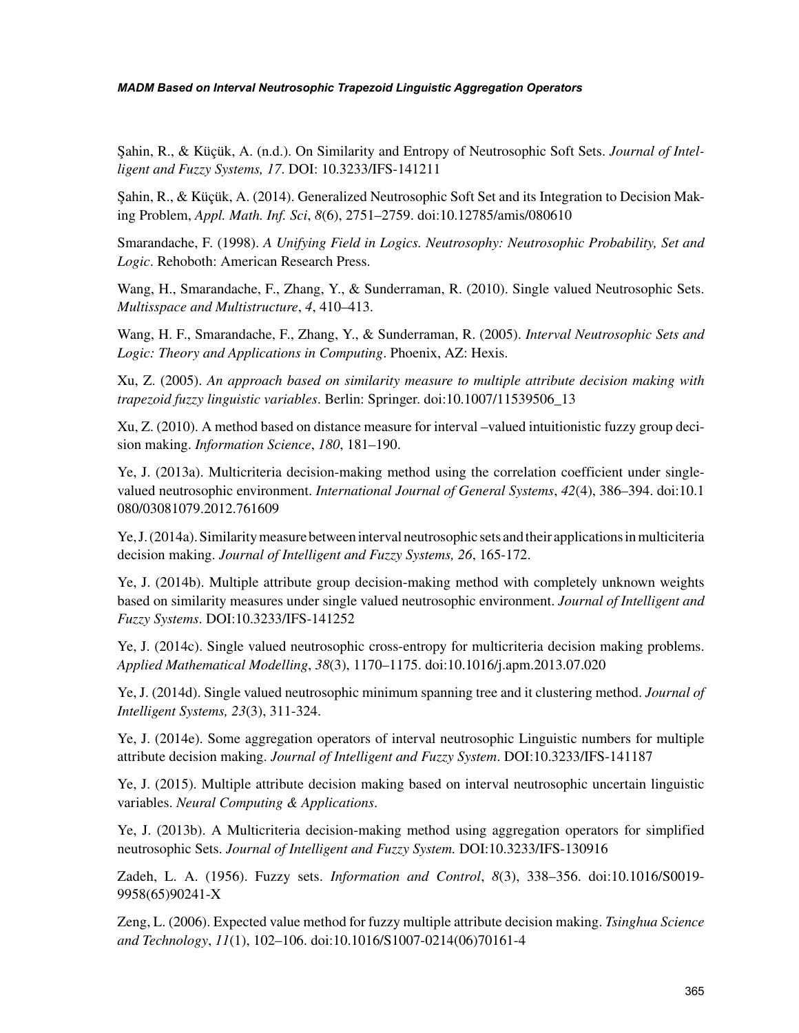Şahin, R., & Küçük, A. (n.d.). On Similarity and Entropy of Neutrosophic Soft Sets. *Journal of Intelligent and Fuzzy Systems, 17*. DOI: 10.3233/IFS-141211

Şahin, R., & Küçük, A. (2014). Generalized Neutrosophic Soft Set and its Integration to Decision Making Problem, *Appl. Math. Inf. Sci*, *8*(6), 2751–2759. doi:10.12785/amis/080610

Smarandache, F. (1998). *A Unifying Field in Logics. Neutrosophy: Neutrosophic Probability, Set and Logic*. Rehoboth: American Research Press.

Wang, H., Smarandache, F., Zhang, Y., & Sunderraman, R. (2010). Single valued Neutrosophic Sets. *Multisspace and Multistructure*, *4*, 410–413.

Wang, H. F., Smarandache, F., Zhang, Y., & Sunderraman, R. (2005). *Interval Neutrosophic Sets and Logic: Theory and Applications in Computing*. Phoenix, AZ: Hexis.

Xu, Z. (2005). *An approach based on similarity measure to multiple attribute decision making with trapezoid fuzzy linguistic variables*. Berlin: Springer. doi:10.1007/11539506_13

Xu, Z. (2010). A method based on distance measure for interval –valued intuitionistic fuzzy group decision making. *Information Science*, *180*, 181–190.

Ye, J. (2013a). Multicriteria decision-making method using the correlation coefficient under single-valued neutrosophic environment. *International Journal of General Systems*, *42*(4), 386–394. doi:10.1080/03081079.2012.761609

Ye, J. (2014a). Similarity measure between interval neutrosophic sets and their applications in multiciteria decision making. *Journal of Intelligent and Fuzzy Systems, 26*, 165-172.

Ye, J. (2014b). Multiple attribute group decision-making method with completely unknown weights based on similarity measures under single valued neutrosophic environment. *Journal of Intelligent and Fuzzy Systems*. DOI:10.3233/IFS-141252

Ye, J. (2014c). Single valued neutrosophic cross-entropy for multicriteria decision making problems. *Applied Mathematical Modelling*, *38*(3), 1170–1175. doi:10.1016/j.apm.2013.07.020

Ye, J. (2014d). Single valued neutrosophic minimum spanning tree and it clustering method. *Journal of Intelligent Systems, 23*(3), 311-324.

Ye, J. (2014e). Some aggregation operators of interval neutrosophic Linguistic numbers for multiple attribute decision making. *Journal of Intelligent and Fuzzy System*. DOI:10.3233/IFS-141187

Ye, J. (2015). Multiple attribute decision making based on interval neutrosophic uncertain linguistic variables. *Neural Computing & Applications*.

Ye, J. (2013b). A Multicriteria decision-making method using aggregation operators for simplified neutrosophic Sets. *Journal of Intelligent and Fuzzy System.* DOI:10.3233/IFS-130916

Zadeh, L. A. (1956). Fuzzy sets. *Information and Control*, *8*(3), 338–356. doi:10.1016/S0019-9958(65)90241-X

Zeng, L. (2006). Expected value method for fuzzy multiple attribute decision making. *Tsinghua Science and Technology*, *11*(1), 102–106. doi:10.1016/S1007-0214(06)70161-4